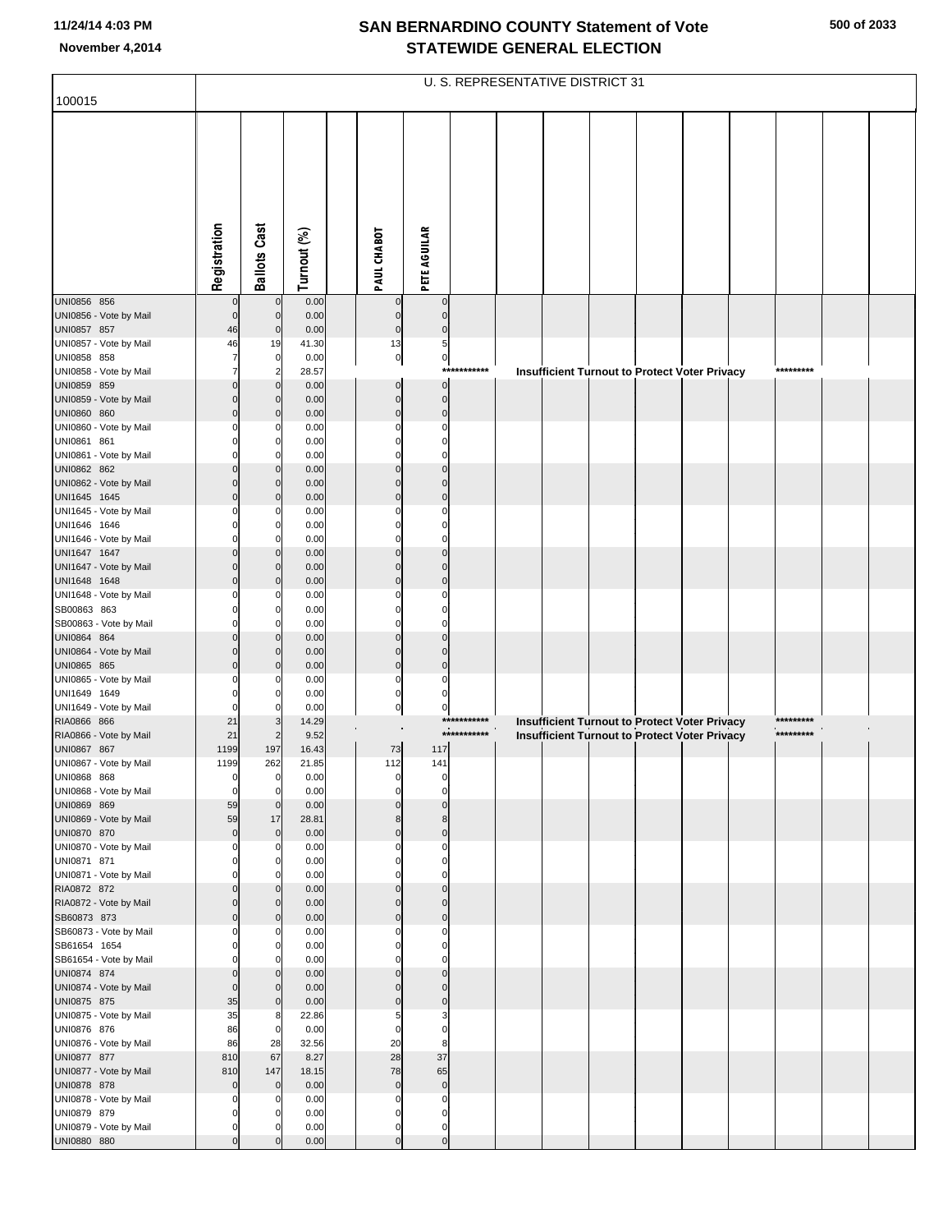# SAN BERNARDINO COUNTY Statement of Vote
## STATEWIDE GENERAL ELECTION

November 4,2014

100015

U. S. REPRESENTATIVE DISTRICT 31

| | Registration | Ballots Cast | Turnout (%) | PAUL CHABOT | PETE AGUILAR |
|---|---|---|---|---|---|
| UNI0856 856 | 0 | 0 | 0.00 | 0 | 0 |
| UNI0856 - Vote by Mail | 0 | 0 | 0.00 | 0 | 0 |
| UNI0857 857 | 46 | 0 | 0.00 | 0 | 0 |
| UNI0857 - Vote by Mail | 46 | 19 | 41.30 | 13 | 5 |
| UNI0858 858 | 7 | 0 | 0.00 | 0 | 0 |
| UNI0858 - Vote by Mail | 7 | 2 | 28.57 | *********** Insufficient Turnout to Protect Voter Privacy ********* | |
| UNI0859 859 | 0 | 0 | 0.00 | 0 | 0 |
| UNI0859 - Vote by Mail | 0 | 0 | 0.00 | 0 | 0 |
| UNI0860 860 | 0 | 0 | 0.00 | 0 | 0 |
| UNI0860 - Vote by Mail | 0 | 0 | 0.00 | 0 | 0 |
| UNI0861 861 | 0 | 0 | 0.00 | 0 | 0 |
| UNI0861 - Vote by Mail | 0 | 0 | 0.00 | 0 | 0 |
| UNI0862 862 | 0 | 0 | 0.00 | 0 | 0 |
| UNI0862 - Vote by Mail | 0 | 0 | 0.00 | 0 | 0 |
| UNI1645 1645 | 0 | 0 | 0.00 | 0 | 0 |
| UNI1645 - Vote by Mail | 0 | 0 | 0.00 | 0 | 0 |
| UNI1646 1646 | 0 | 0 | 0.00 | 0 | 0 |
| UNI1646 - Vote by Mail | 0 | 0 | 0.00 | 0 | 0 |
| UNI1647 1647 | 0 | 0 | 0.00 | 0 | 0 |
| UNI1647 - Vote by Mail | 0 | 0 | 0.00 | 0 | 0 |
| UNI1648 1648 | 0 | 0 | 0.00 | 0 | 0 |
| UNI1648 - Vote by Mail | 0 | 0 | 0.00 | 0 | 0 |
| SB00863 863 | 0 | 0 | 0.00 | 0 | 0 |
| SB00863 - Vote by Mail | 0 | 0 | 0.00 | 0 | 0 |
| UNI0864 864 | 0 | 0 | 0.00 | 0 | 0 |
| UNI0864 - Vote by Mail | 0 | 0 | 0.00 | 0 | 0 |
| UNI0865 865 | 0 | 0 | 0.00 | 0 | 0 |
| UNI0865 - Vote by Mail | 0 | 0 | 0.00 | 0 | 0 |
| UNI1649 1649 | 0 | 0 | 0.00 | 0 | 0 |
| UNI1649 - Vote by Mail | 0 | 0 | 0.00 | 0 | 0 |
| RIA0866 866 | 21 | 3 | 14.29 | *********** Insufficient Turnout to Protect Voter Privacy ********* | |
| RIA0866 - Vote by Mail | 21 | 2 | 9.52 | *********** Insufficient Turnout to Protect Voter Privacy ********* | |
| UNI0867 867 | 1199 | 197 | 16.43 | 73 | 117 |
| UNI0867 - Vote by Mail | 1199 | 262 | 21.85 | 112 | 141 |
| UNI0868 868 | 0 | 0 | 0.00 | 0 | 0 |
| UNI0868 - Vote by Mail | 0 | 0 | 0.00 | 0 | 0 |
| UNI0869 869 | 59 | 0 | 0.00 | 0 | 0 |
| UNI0869 - Vote by Mail | 59 | 17 | 28.81 | 8 | 8 |
| UNI0870 870 | 0 | 0 | 0.00 | 0 | 0 |
| UNI0870 - Vote by Mail | 0 | 0 | 0.00 | 0 | 0 |
| UNI0871 871 | 0 | 0 | 0.00 | 0 | 0 |
| UNI0871 - Vote by Mail | 0 | 0 | 0.00 | 0 | 0 |
| RIA0872 872 | 0 | 0 | 0.00 | 0 | 0 |
| RIA0872 - Vote by Mail | 0 | 0 | 0.00 | 0 | 0 |
| SB60873 873 | 0 | 0 | 0.00 | 0 | 0 |
| SB60873 - Vote by Mail | 0 | 0 | 0.00 | 0 | 0 |
| SB61654 1654 | 0 | 0 | 0.00 | 0 | 0 |
| SB61654 - Vote by Mail | 0 | 0 | 0.00 | 0 | 0 |
| UNI0874 874 | 0 | 0 | 0.00 | 0 | 0 |
| UNI0874 - Vote by Mail | 0 | 0 | 0.00 | 0 | 0 |
| UNI0875 875 | 35 | 0 | 0.00 | 0 | 0 |
| UNI0875 - Vote by Mail | 35 | 8 | 22.86 | 5 | 3 |
| UNI0876 876 | 86 | 0 | 0.00 | 0 | 0 |
| UNI0876 - Vote by Mail | 86 | 28 | 32.56 | 20 | 8 |
| UNI0877 877 | 810 | 67 | 8.27 | 28 | 37 |
| UNI0877 - Vote by Mail | 810 | 147 | 18.15 | 78 | 65 |
| UNI0878 878 | 0 | 0 | 0.00 | 0 | 0 |
| UNI0878 - Vote by Mail | 0 | 0 | 0.00 | 0 | 0 |
| UNI0879 879 | 0 | 0 | 0.00 | 0 | 0 |
| UNI0879 - Vote by Mail | 0 | 0 | 0.00 | 0 | 0 |
| UNI0880 880 | 0 | 0 | 0.00 | 0 | 0 |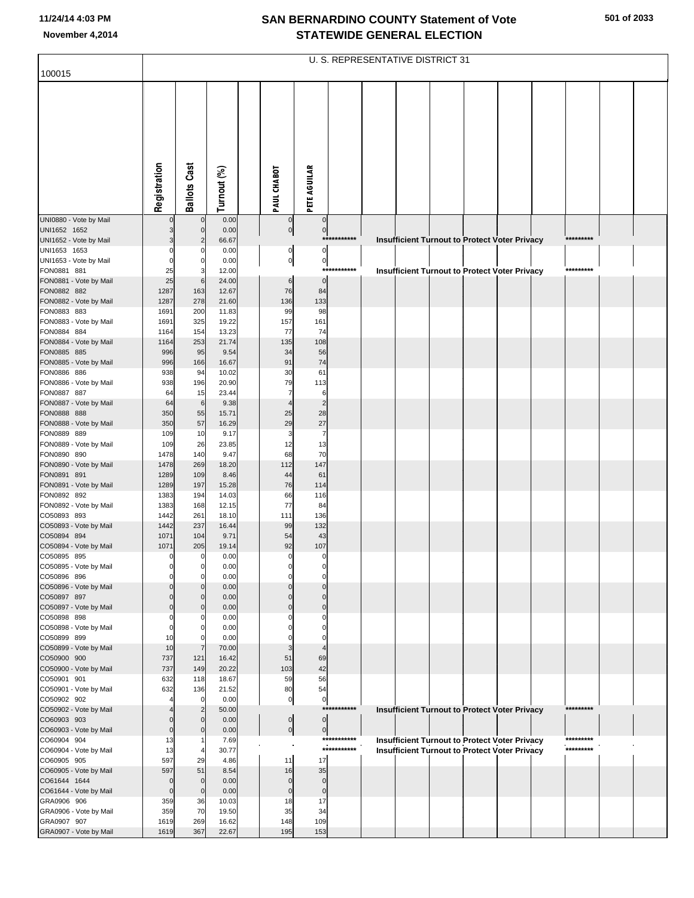# SAN BERNARDINO COUNTY Statement of Vote
## STATEWIDE GENERAL ELECTION

November 4,2014

100015

U. S. REPRESENTATIVE DISTRICT 31

| | Registration | Ballots Cast | Turnout (%) | | PAUL CHABOT | PETE AGUILAR | | | | | | | | | | |
|---|---|---|---|---|---|---|---|---|---|---|---|---|---|---|---|---|
| UNI0880 - Vote by Mail | 0 | 0 | 0.00 | | 0 | 0 | | | | | | | | | | |
| UNI1652 1652 | 3 | 0 | 0.00 | | 0 | 0 | | | | | | | | | | |
| UNI1652 - Vote by Mail | 3 | 2 | 66.67 | | | | *********** | Insufficient Turnout to Protect Voter Privacy | | | | | | ********* | | |
| UNI1653 1653 | 0 | 0 | 0.00 | | 0 | 0 | | | | | | | | | | |
| UNI1653 - Vote by Mail | 0 | 0 | 0.00 | | 0 | 0 | | | | | | | | | | |
| FON0881 881 | 25 | 3 | 12.00 | | | | *********** | Insufficient Turnout to Protect Voter Privacy | | | | | | ********* | | |
| FON0881 - Vote by Mail | 25 | 6 | 24.00 | | 6 | 0 | | | | | | | | | | |
| FON0882 882 | 1287 | 163 | 12.67 | | 76 | 84 | | | | | | | | | | |
| FON0882 - Vote by Mail | 1287 | 278 | 21.60 | | 136 | 133 | | | | | | | | | | |
| FON0883 883 | 1691 | 200 | 11.83 | | 99 | 98 | | | | | | | | | | |
| FON0883 - Vote by Mail | 1691 | 325 | 19.22 | | 157 | 161 | | | | | | | | | | |
| FON0884 884 | 1164 | 154 | 13.23 | | 77 | 74 | | | | | | | | | | |
| FON0884 - Vote by Mail | 1164 | 253 | 21.74 | | 135 | 108 | | | | | | | | | | |
| FON0885 885 | 996 | 95 | 9.54 | | 34 | 56 | | | | | | | | | | |
| FON0885 - Vote by Mail | 996 | 166 | 16.67 | | 91 | 74 | | | | | | | | | | |
| FON0886 886 | 938 | 94 | 10.02 | | 30 | 61 | | | | | | | | | | |
| FON0886 - Vote by Mail | 938 | 196 | 20.90 | | 79 | 113 | | | | | | | | | | |
| FON0887 887 | 64 | 15 | 23.44 | | 7 | 6 | | | | | | | | | | |
| FON0887 - Vote by Mail | 64 | 6 | 9.38 | | 4 | 2 | | | | | | | | | | |
| FON0888 888 | 350 | 55 | 15.71 | | 25 | 28 | | | | | | | | | | |
| FON0888 - Vote by Mail | 350 | 57 | 16.29 | | 29 | 27 | | | | | | | | | | |
| FON0889 889 | 109 | 10 | 9.17 | | 3 | 7 | | | | | | | | | | |
| FON0889 - Vote by Mail | 109 | 26 | 23.85 | | 12 | 13 | | | | | | | | | | |
| FON0890 890 | 1478 | 140 | 9.47 | | 68 | 70 | | | | | | | | | | |
| FON0890 - Vote by Mail | 1478 | 269 | 18.20 | | 112 | 147 | | | | | | | | | | |
| FON0891 891 | 1289 | 109 | 8.46 | | 44 | 61 | | | | | | | | | | |
| FON0891 - Vote by Mail | 1289 | 197 | 15.28 | | 76 | 114 | | | | | | | | | | |
| FON0892 892 | 1383 | 194 | 14.03 | | 66 | 116 | | | | | | | | | | |
| FON0892 - Vote by Mail | 1383 | 168 | 12.15 | | 77 | 84 | | | | | | | | | | |
| CO50893 893 | 1442 | 261 | 18.10 | | 111 | 136 | | | | | | | | | | |
| CO50893 - Vote by Mail | 1442 | 237 | 16.44 | | 99 | 132 | | | | | | | | | | |
| CO50894 894 | 1071 | 104 | 9.71 | | 54 | 43 | | | | | | | | | | |
| CO50894 - Vote by Mail | 1071 | 205 | 19.14 | | 92 | 107 | | | | | | | | | | |
| CO50895 895 | 0 | 0 | 0.00 | | 0 | 0 | | | | | | | | | | |
| CO50895 - Vote by Mail | 0 | 0 | 0.00 | | 0 | 0 | | | | | | | | | | |
| CO50896 896 | 0 | 0 | 0.00 | | 0 | 0 | | | | | | | | | | |
| CO50896 - Vote by Mail | 0 | 0 | 0.00 | | 0 | 0 | | | | | | | | | | |
| CO50897 897 | 0 | 0 | 0.00 | | 0 | 0 | | | | | | | | | | |
| CO50897 - Vote by Mail | 0 | 0 | 0.00 | | 0 | 0 | | | | | | | | | | |
| CO50898 898 | 0 | 0 | 0.00 | | 0 | 0 | | | | | | | | | | |
| CO50898 - Vote by Mail | 0 | 0 | 0.00 | | 0 | 0 | | | | | | | | | | |
| CO50899 899 | 10 | 0 | 0.00 | | 0 | 0 | | | | | | | | | | |
| CO50899 - Vote by Mail | 10 | 7 | 70.00 | | 3 | 4 | | | | | | | | | | |
| CO50900 900 | 737 | 121 | 16.42 | | 51 | 69 | | | | | | | | | | |
| CO50900 - Vote by Mail | 737 | 149 | 20.22 | | 103 | 42 | | | | | | | | | | |
| CO50901 901 | 632 | 118 | 18.67 | | 59 | 56 | | | | | | | | | | |
| CO50901 - Vote by Mail | 632 | 136 | 21.52 | | 80 | 54 | | | | | | | | | | |
| CO50902 902 | 4 | 0 | 0.00 | | 0 | 0 | | | | | | | | | | |
| CO50902 - Vote by Mail | 4 | 2 | 50.00 | | | | *********** | Insufficient Turnout to Protect Voter Privacy | | | | | | ********* | | |
| CO60903 903 | 0 | 0 | 0.00 | | 0 | 0 | | | | | | | | | | |
| CO60903 - Vote by Mail | 0 | 0 | 0.00 | | 0 | 0 | | | | | | | | | | |
| CO60904 904 | 13 | 1 | 7.69 | | | | *********** | Insufficient Turnout to Protect Voter Privacy | | | | | | ********* | | |
| CO60904 - Vote by Mail | 13 | 4 | 30.77 | | | | *********** | Insufficient Turnout to Protect Voter Privacy | | | | | | ********* | | |
| CO60905 905 | 597 | 29 | 4.86 | | 11 | 17 | | | | | | | | | | |
| CO60905 - Vote by Mail | 597 | 51 | 8.54 | | 16 | 35 | | | | | | | | | | |
| CO61644 1644 | 0 | 0 | 0.00 | | 0 | 0 | | | | | | | | | | |
| CO61644 - Vote by Mail | 0 | 0 | 0.00 | | 0 | 0 | | | | | | | | | | |
| GRA0906 906 | 359 | 36 | 10.03 | | 18 | 17 | | | | | | | | | | |
| GRA0906 - Vote by Mail | 359 | 70 | 19.50 | | 35 | 34 | | | | | | | | | | |
| GRA0907 907 | 1619 | 269 | 16.62 | | 148 | 109 | | | | | | | | | | |
| GRA0907 - Vote by Mail | 1619 | 367 | 22.67 | | 195 | 153 | | | | | | | | | | |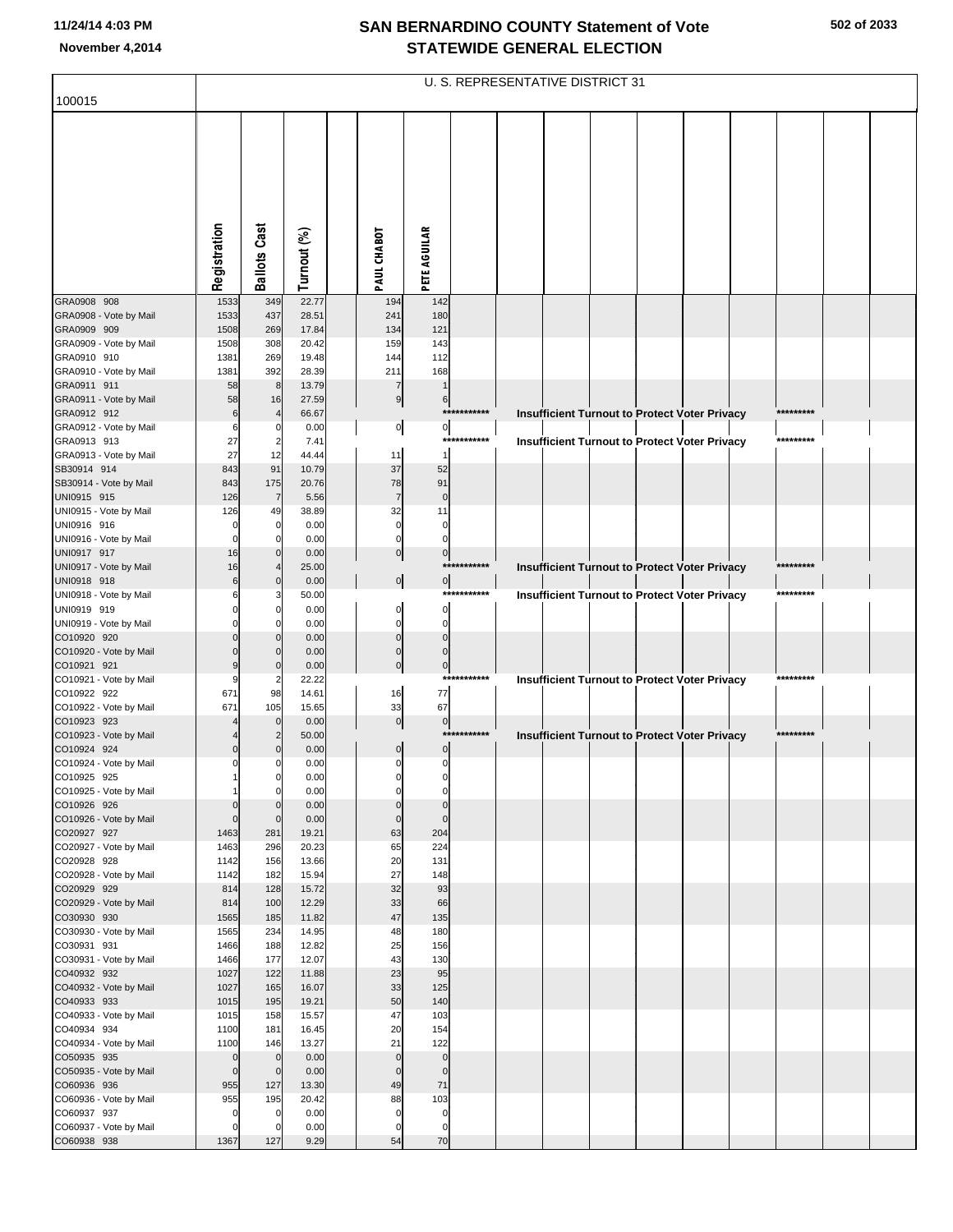# SAN BERNARDINO COUNTY Statement of Vote
## STATEWIDE GENERAL ELECTION

11/24/14 4:03 PM
November 4,2014

U. S. REPRESENTATIVE DISTRICT 31

100015

| | Registration | Ballots Cast | Turnout (%) | PAUL CHABOT | PETE AGUILAR | |
|---|---|---|---|---|---|---|
| GRA0908 908 | 1533 | 349 | 22.77 | 194 | 142 | |
| GRA0908 - Vote by Mail | 1533 | 437 | 28.51 | 241 | 180 | |
| GRA0909 909 | 1508 | 269 | 17.84 | 134 | 121 | |
| GRA0909 - Vote by Mail | 1508 | 308 | 20.42 | 159 | 143 | |
| GRA0910 910 | 1381 | 269 | 19.48 | 144 | 112 | |
| GRA0910 - Vote by Mail | 1381 | 392 | 28.39 | 211 | 168 | |
| GRA0911 911 | 58 | 8 | 13.79 | 7 | 1 | |
| GRA0911 - Vote by Mail | 58 | 16 | 27.59 | 9 | 6 | |
| GRA0912 912 | 6 | 4 | 66.67 | | *********** | Insufficient Turnout to Protect Voter Privacy ********* |
| GRA0912 - Vote by Mail | 6 | 0 | 0.00 | 0 | 0 | |
| GRA0913 913 | 27 | 2 | 7.41 | | *********** | Insufficient Turnout to Protect Voter Privacy ********* |
| GRA0913 - Vote by Mail | 27 | 12 | 44.44 | 11 | 1 | |
| SB30914 914 | 843 | 91 | 10.79 | 37 | 52 | |
| SB30914 - Vote by Mail | 843 | 175 | 20.76 | 78 | 91 | |
| UNI0915 915 | 126 | 7 | 5.56 | 7 | 0 | |
| UNI0915 - Vote by Mail | 126 | 49 | 38.89 | 32 | 11 | |
| UNI0916 916 | 0 | 0 | 0.00 | 0 | 0 | |
| UNI0916 - Vote by Mail | 0 | 0 | 0.00 | 0 | 0 | |
| UNI0917 917 | 16 | 0 | 0.00 | 0 | 0 | |
| UNI0917 - Vote by Mail | 16 | 4 | 25.00 | | *********** | Insufficient Turnout to Protect Voter Privacy ********* |
| UNI0918 918 | 6 | 0 | 0.00 | 0 | 0 | |
| UNI0918 - Vote by Mail | 6 | 3 | 50.00 | | *********** | Insufficient Turnout to Protect Voter Privacy ********* |
| UNI0919 919 | 0 | 0 | 0.00 | 0 | 0 | |
| UNI0919 - Vote by Mail | 0 | 0 | 0.00 | 0 | 0 | |
| CO10920 920 | 0 | 0 | 0.00 | 0 | 0 | |
| CO10920 - Vote by Mail | 0 | 0 | 0.00 | 0 | 0 | |
| CO10921 921 | 9 | 0 | 0.00 | 0 | 0 | |
| CO10921 - Vote by Mail | 9 | 2 | 22.22 | | *********** | Insufficient Turnout to Protect Voter Privacy ********* |
| CO10922 922 | 671 | 98 | 14.61 | 16 | 77 | |
| CO10922 - Vote by Mail | 671 | 105 | 15.65 | 33 | 67 | |
| CO10923 923 | 4 | 0 | 0.00 | 0 | 0 | |
| CO10923 - Vote by Mail | 4 | 2 | 50.00 | | *********** | Insufficient Turnout to Protect Voter Privacy ********* |
| CO10924 924 | 0 | 0 | 0.00 | 0 | 0 | |
| CO10924 - Vote by Mail | 0 | 0 | 0.00 | 0 | 0 | |
| CO10925 925 | 1 | 0 | 0.00 | 0 | 0 | |
| CO10925 - Vote by Mail | 1 | 0 | 0.00 | 0 | 0 | |
| CO10926 926 | 0 | 0 | 0.00 | 0 | 0 | |
| CO10926 - Vote by Mail | 0 | 0 | 0.00 | 0 | 0 | |
| CO20927 927 | 1463 | 281 | 19.21 | 63 | 204 | |
| CO20927 - Vote by Mail | 1463 | 296 | 20.23 | 65 | 224 | |
| CO20928 928 | 1142 | 156 | 13.66 | 20 | 131 | |
| CO20928 - Vote by Mail | 1142 | 182 | 15.94 | 27 | 148 | |
| CO20929 929 | 814 | 128 | 15.72 | 32 | 93 | |
| CO20929 - Vote by Mail | 814 | 100 | 12.29 | 33 | 66 | |
| CO30930 930 | 1565 | 185 | 11.82 | 47 | 135 | |
| CO30930 - Vote by Mail | 1565 | 234 | 14.95 | 48 | 180 | |
| CO30931 931 | 1466 | 188 | 12.82 | 25 | 156 | |
| CO30931 - Vote by Mail | 1466 | 177 | 12.07 | 43 | 130 | |
| CO40932 932 | 1027 | 122 | 11.88 | 23 | 95 | |
| CO40932 - Vote by Mail | 1027 | 165 | 16.07 | 33 | 125 | |
| CO40933 933 | 1015 | 195 | 19.21 | 50 | 140 | |
| CO40933 - Vote by Mail | 1015 | 158 | 15.57 | 47 | 103 | |
| CO40934 934 | 1100 | 181 | 16.45 | 20 | 154 | |
| CO40934 - Vote by Mail | 1100 | 146 | 13.27 | 21 | 122 | |
| CO50935 935 | 0 | 0 | 0.00 | 0 | 0 | |
| CO50935 - Vote by Mail | 0 | 0 | 0.00 | 0 | 0 | |
| CO60936 936 | 955 | 127 | 13.30 | 49 | 71 | |
| CO60936 - Vote by Mail | 955 | 195 | 20.42 | 88 | 103 | |
| CO60937 937 | 0 | 0 | 0.00 | 0 | 0 | |
| CO60937 - Vote by Mail | 0 | 0 | 0.00 | 0 | 0 | |
| CO60938 938 | 1367 | 127 | 9.29 | 54 | 70 | |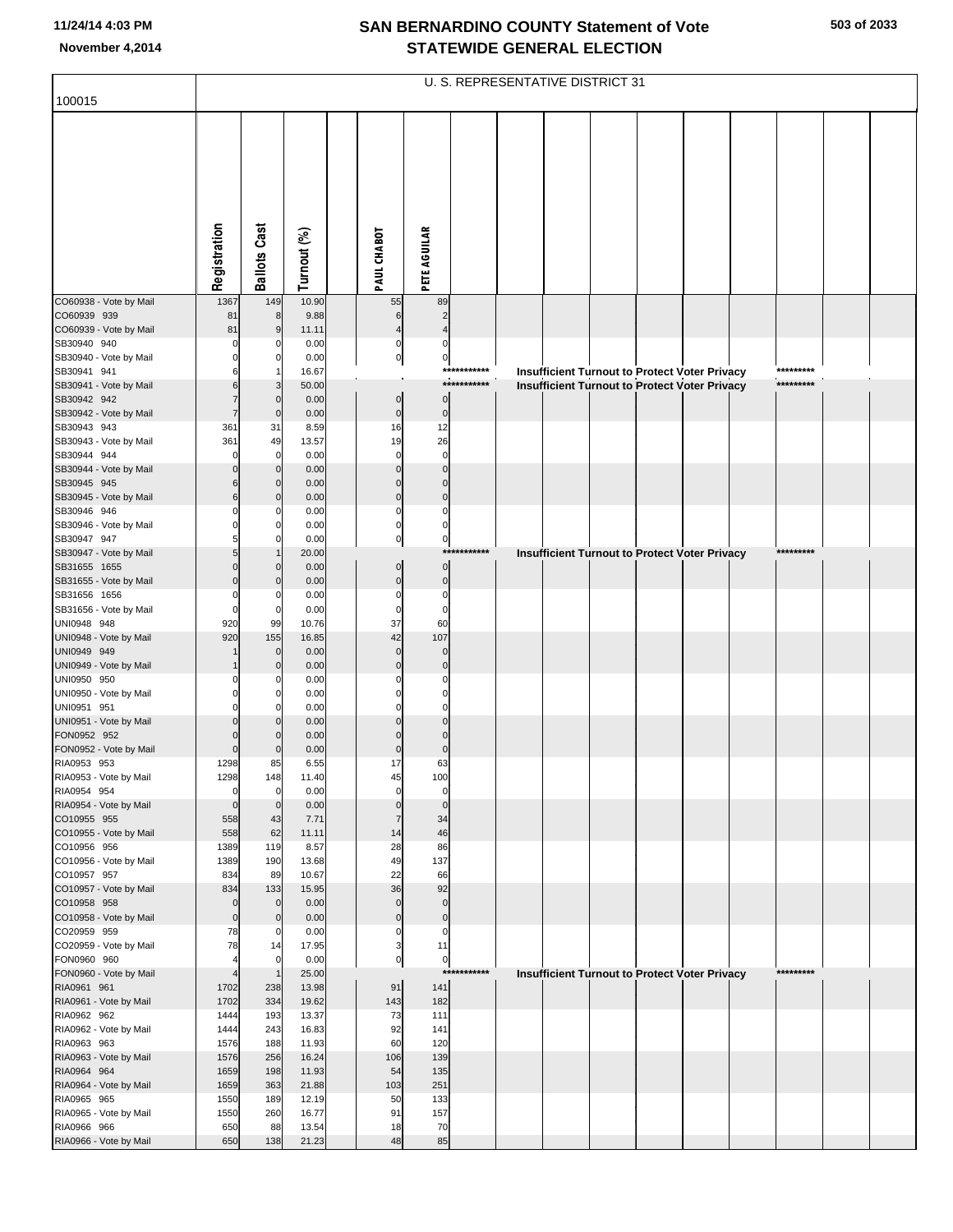# SAN BERNARDINO COUNTY Statement of Vote
## STATEWIDE GENERAL ELECTION

November 4,2014

100015

U. S. REPRESENTATIVE DISTRICT 31

| | Registration | Ballots Cast | Turnout (%) | | PAUL CHABOT | PETE AGUILAR | | | | | | | | | |
|---|---|---|---|---|---|---|---|---|---|---|---|---|---|---|---|
| CO60938 - Vote by Mail | 1367 | 149 | 10.90 | | 55 | 89 | | | | | | | | | |
| CO60939 939 | 81 | 8 | 9.88 | | 6 | 2 | | | | | | | | | |
| CO60939 - Vote by Mail | 81 | 9 | 11.11 | | 4 | 4 | | | | | | | | | |
| SB30940 940 | 0 | 0 | 0.00 | | 0 | 0 | | | | | | | | | |
| SB30940 - Vote by Mail | 0 | 0 | 0.00 | | 0 | 0 | | | | | | | | | |
| SB30941 941 | 6 | 1 | 16.67 | | | | *********** | Insufficient Turnout to Protect Voter Privacy | | | | | | ********* | |
| SB30941 - Vote by Mail | 6 | 3 | 50.00 | | | | *********** | Insufficient Turnout to Protect Voter Privacy | | | | | | ********* | |
| SB30942 942 | 7 | 0 | 0.00 | | 0 | 0 | | | | | | | | | |
| SB30942 - Vote by Mail | 7 | 0 | 0.00 | | 0 | 0 | | | | | | | | | |
| SB30943 943 | 361 | 31 | 8.59 | | 16 | 12 | | | | | | | | | |
| SB30943 - Vote by Mail | 361 | 49 | 13.57 | | 19 | 26 | | | | | | | | | |
| SB30944 944 | 0 | 0 | 0.00 | | 0 | 0 | | | | | | | | | |
| SB30944 - Vote by Mail | 0 | 0 | 0.00 | | 0 | 0 | | | | | | | | | |
| SB30945 945 | 6 | 0 | 0.00 | | 0 | 0 | | | | | | | | | |
| SB30945 - Vote by Mail | 6 | 0 | 0.00 | | 0 | 0 | | | | | | | | | |
| SB30946 946 | 0 | 0 | 0.00 | | 0 | 0 | | | | | | | | | |
| SB30946 - Vote by Mail | 0 | 0 | 0.00 | | 0 | 0 | | | | | | | | | |
| SB30947 947 | 5 | 0 | 0.00 | | 0 | 0 | | | | | | | | | |
| SB30947 - Vote by Mail | 5 | 1 | 20.00 | | | | *********** | Insufficient Turnout to Protect Voter Privacy | | | | | | ********* | |
| SB31655 1655 | 0 | 0 | 0.00 | | 0 | 0 | | | | | | | | | |
| SB31655 - Vote by Mail | 0 | 0 | 0.00 | | 0 | 0 | | | | | | | | | |
| SB31656 1656 | 0 | 0 | 0.00 | | 0 | 0 | | | | | | | | | |
| SB31656 - Vote by Mail | 0 | 0 | 0.00 | | 0 | 0 | | | | | | | | | |
| UNI0948 948 | 920 | 99 | 10.76 | | 37 | 60 | | | | | | | | | |
| UNI0948 - Vote by Mail | 920 | 155 | 16.85 | | 42 | 107 | | | | | | | | | |
| UNI0949 949 | 1 | 0 | 0.00 | | 0 | 0 | | | | | | | | | |
| UNI0949 - Vote by Mail | 1 | 0 | 0.00 | | 0 | 0 | | | | | | | | | |
| UNI0950 950 | 0 | 0 | 0.00 | | 0 | 0 | | | | | | | | | |
| UNI0950 - Vote by Mail | 0 | 0 | 0.00 | | 0 | 0 | | | | | | | | | |
| UNI0951 951 | 0 | 0 | 0.00 | | 0 | 0 | | | | | | | | | |
| UNI0951 - Vote by Mail | 0 | 0 | 0.00 | | 0 | 0 | | | | | | | | | |
| FON0952 952 | 0 | 0 | 0.00 | | 0 | 0 | | | | | | | | | |
| FON0952 - Vote by Mail | 0 | 0 | 0.00 | | 0 | 0 | | | | | | | | | |
| RIA0953 953 | 1298 | 85 | 6.55 | | 17 | 63 | | | | | | | | | |
| RIA0953 - Vote by Mail | 1298 | 148 | 11.40 | | 45 | 100 | | | | | | | | | |
| RIA0954 954 | 0 | 0 | 0.00 | | 0 | 0 | | | | | | | | | |
| RIA0954 - Vote by Mail | 0 | 0 | 0.00 | | 0 | 0 | | | | | | | | | |
| CO10955 955 | 558 | 43 | 7.71 | | 7 | 34 | | | | | | | | | |
| CO10955 - Vote by Mail | 558 | 62 | 11.11 | | 14 | 46 | | | | | | | | | |
| CO10956 956 | 1389 | 119 | 8.57 | | 28 | 86 | | | | | | | | | |
| CO10956 - Vote by Mail | 1389 | 190 | 13.68 | | 49 | 137 | | | | | | | | | |
| CO10957 957 | 834 | 89 | 10.67 | | 22 | 66 | | | | | | | | | |
| CO10957 - Vote by Mail | 834 | 133 | 15.95 | | 36 | 92 | | | | | | | | | |
| CO10958 958 | 0 | 0 | 0.00 | | 0 | 0 | | | | | | | | | |
| CO10958 - Vote by Mail | 0 | 0 | 0.00 | | 0 | 0 | | | | | | | | | |
| CO20959 959 | 78 | 0 | 0.00 | | 0 | 0 | | | | | | | | | |
| CO20959 - Vote by Mail | 78 | 14 | 17.95 | | 3 | 11 | | | | | | | | | |
| FON0960 960 | 4 | 0 | 0.00 | | 0 | 0 | | | | | | | | | |
| FON0960 - Vote by Mail | 4 | 1 | 25.00 | | | | *********** | Insufficient Turnout to Protect Voter Privacy | | | | | | ********* | |
| RIA0961 961 | 1702 | 238 | 13.98 | | 91 | 141 | | | | | | | | | |
| RIA0961 - Vote by Mail | 1702 | 334 | 19.62 | | 143 | 182 | | | | | | | | | |
| RIA0962 962 | 1444 | 193 | 13.37 | | 73 | 111 | | | | | | | | | |
| RIA0962 - Vote by Mail | 1444 | 243 | 16.83 | | 92 | 141 | | | | | | | | | |
| RIA0963 963 | 1576 | 188 | 11.93 | | 60 | 120 | | | | | | | | | |
| RIA0963 - Vote by Mail | 1576 | 256 | 16.24 | | 106 | 139 | | | | | | | | | |
| RIA0964 964 | 1659 | 198 | 11.93 | | 54 | 135 | | | | | | | | | |
| RIA0964 - Vote by Mail | 1659 | 363 | 21.88 | | 103 | 251 | | | | | | | | | |
| RIA0965 965 | 1550 | 189 | 12.19 | | 50 | 133 | | | | | | | | | |
| RIA0965 - Vote by Mail | 1550 | 260 | 16.77 | | 91 | 157 | | | | | | | | | |
| RIA0966 966 | 650 | 88 | 13.54 | | 18 | 70 | | | | | | | | | |
| RIA0966 - Vote by Mail | 650 | 138 | 21.23 | | 48 | 85 | | | | | | | | | |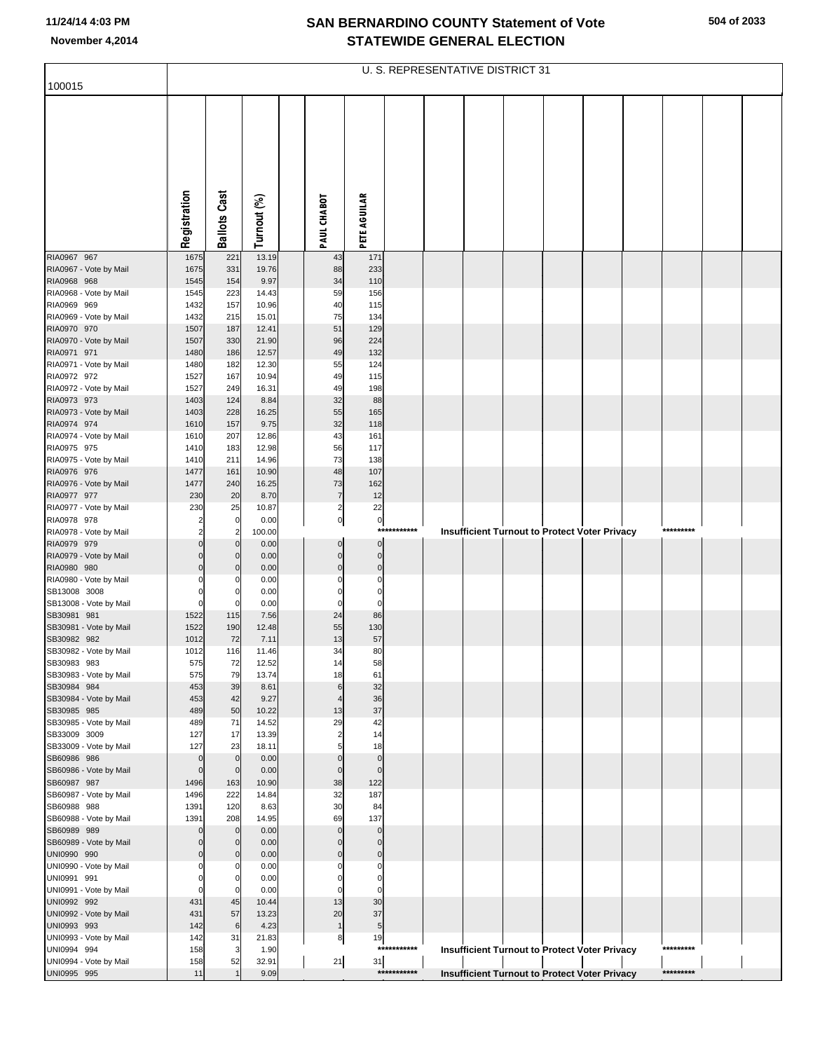# SAN BERNARDINO COUNTY Statement of Vote
## STATEWIDE GENERAL ELECTION

November 4,2014

100015

U. S. REPRESENTATIVE DISTRICT 31

| | Registration | Ballots Cast | Turnout (%) | PAUL CHABOT | PETE AGUILAR |
|---|---|---|---|---|---|
| RIA0967 967 | 1675 | 221 | 13.19 | 43 | 171 |
| RIA0967 - Vote by Mail | 1675 | 331 | 19.76 | 88 | 233 |
| RIA0968 968 | 1545 | 154 | 9.97 | 34 | 110 |
| RIA0968 - Vote by Mail | 1545 | 223 | 14.43 | 59 | 156 |
| RIA0969 969 | 1432 | 157 | 10.96 | 40 | 115 |
| RIA0969 - Vote by Mail | 1432 | 215 | 15.01 | 75 | 134 |
| RIA0970 970 | 1507 | 187 | 12.41 | 51 | 129 |
| RIA0970 - Vote by Mail | 1507 | 330 | 21.90 | 96 | 224 |
| RIA0971 971 | 1480 | 186 | 12.57 | 49 | 132 |
| RIA0971 - Vote by Mail | 1480 | 182 | 12.30 | 55 | 124 |
| RIA0972 972 | 1527 | 167 | 10.94 | 49 | 115 |
| RIA0972 - Vote by Mail | 1527 | 249 | 16.31 | 49 | 198 |
| RIA0973 973 | 1403 | 124 | 8.84 | 32 | 88 |
| RIA0973 - Vote by Mail | 1403 | 228 | 16.25 | 55 | 165 |
| RIA0974 974 | 1610 | 157 | 9.75 | 32 | 118 |
| RIA0974 - Vote by Mail | 1610 | 207 | 12.86 | 43 | 161 |
| RIA0975 975 | 1410 | 183 | 12.98 | 56 | 117 |
| RIA0975 - Vote by Mail | 1410 | 211 | 14.96 | 73 | 138 |
| RIA0976 976 | 1477 | 161 | 10.90 | 48 | 107 |
| RIA0976 - Vote by Mail | 1477 | 240 | 16.25 | 73 | 162 |
| RIA0977 977 | 230 | 20 | 8.70 | 7 | 12 |
| RIA0977 - Vote by Mail | 230 | 25 | 10.87 | 2 | 22 |
| RIA0978 978 | 2 | 0 | 0.00 | 0 | 0 |
| RIA0978 - Vote by Mail | 2 | 2 | 100.00 | *********** Insufficient Turnout to Protect Voter Privacy ********* | |
| RIA0979 979 | 0 | 0 | 0.00 | 0 | 0 |
| RIA0979 - Vote by Mail | 0 | 0 | 0.00 | 0 | 0 |
| RIA0980 980 | 0 | 0 | 0.00 | 0 | 0 |
| RIA0980 - Vote by Mail | 0 | 0 | 0.00 | 0 | 0 |
| SB13008 3008 | 0 | 0 | 0.00 | 0 | 0 |
| SB13008 - Vote by Mail | 0 | 0 | 0.00 | 0 | 0 |
| SB30981 981 | 1522 | 115 | 7.56 | 24 | 86 |
| SB30981 - Vote by Mail | 1522 | 190 | 12.48 | 55 | 130 |
| SB30982 982 | 1012 | 72 | 7.11 | 13 | 57 |
| SB30982 - Vote by Mail | 1012 | 116 | 11.46 | 34 | 80 |
| SB30983 983 | 575 | 72 | 12.52 | 14 | 58 |
| SB30983 - Vote by Mail | 575 | 79 | 13.74 | 18 | 61 |
| SB30984 984 | 453 | 39 | 8.61 | 6 | 32 |
| SB30984 - Vote by Mail | 453 | 42 | 9.27 | 4 | 36 |
| SB30985 985 | 489 | 50 | 10.22 | 13 | 37 |
| SB30985 - Vote by Mail | 489 | 71 | 14.52 | 29 | 42 |
| SB33009 3009 | 127 | 17 | 13.39 | 2 | 14 |
| SB33009 - Vote by Mail | 127 | 23 | 18.11 | 5 | 18 |
| SB60986 986 | 0 | 0 | 0.00 | 0 | 0 |
| SB60986 - Vote by Mail | 0 | 0 | 0.00 | 0 | 0 |
| SB60987 987 | 1496 | 163 | 10.90 | 38 | 122 |
| SB60987 - Vote by Mail | 1496 | 222 | 14.84 | 32 | 187 |
| SB60988 988 | 1391 | 120 | 8.63 | 30 | 84 |
| SB60988 - Vote by Mail | 1391 | 208 | 14.95 | 69 | 137 |
| SB60989 989 | 0 | 0 | 0.00 | 0 | 0 |
| SB60989 - Vote by Mail | 0 | 0 | 0.00 | 0 | 0 |
| UNI0990 990 | 0 | 0 | 0.00 | 0 | 0 |
| UNI0990 - Vote by Mail | 0 | 0 | 0.00 | 0 | 0 |
| UNI0991 991 | 0 | 0 | 0.00 | 0 | 0 |
| UNI0991 - Vote by Mail | 0 | 0 | 0.00 | 0 | 0 |
| UNI0992 992 | 431 | 45 | 10.44 | 13 | 30 |
| UNI0992 - Vote by Mail | 431 | 57 | 13.23 | 20 | 37 |
| UNI0993 993 | 142 | 6 | 4.23 | 1 | 5 |
| UNI0993 - Vote by Mail | 142 | 31 | 21.83 | 8 | 19 |
| UNI0994 994 | 158 | 3 | 1.90 | *********** Insufficient Turnout to Protect Voter Privacy ********* | |
| UNI0994 - Vote by Mail | 158 | 52 | 32.91 | 21 | 31 |
| UNI0995 995 | 11 | 1 | 9.09 | *********** Insufficient Turnout to Protect Voter Privacy ********* | |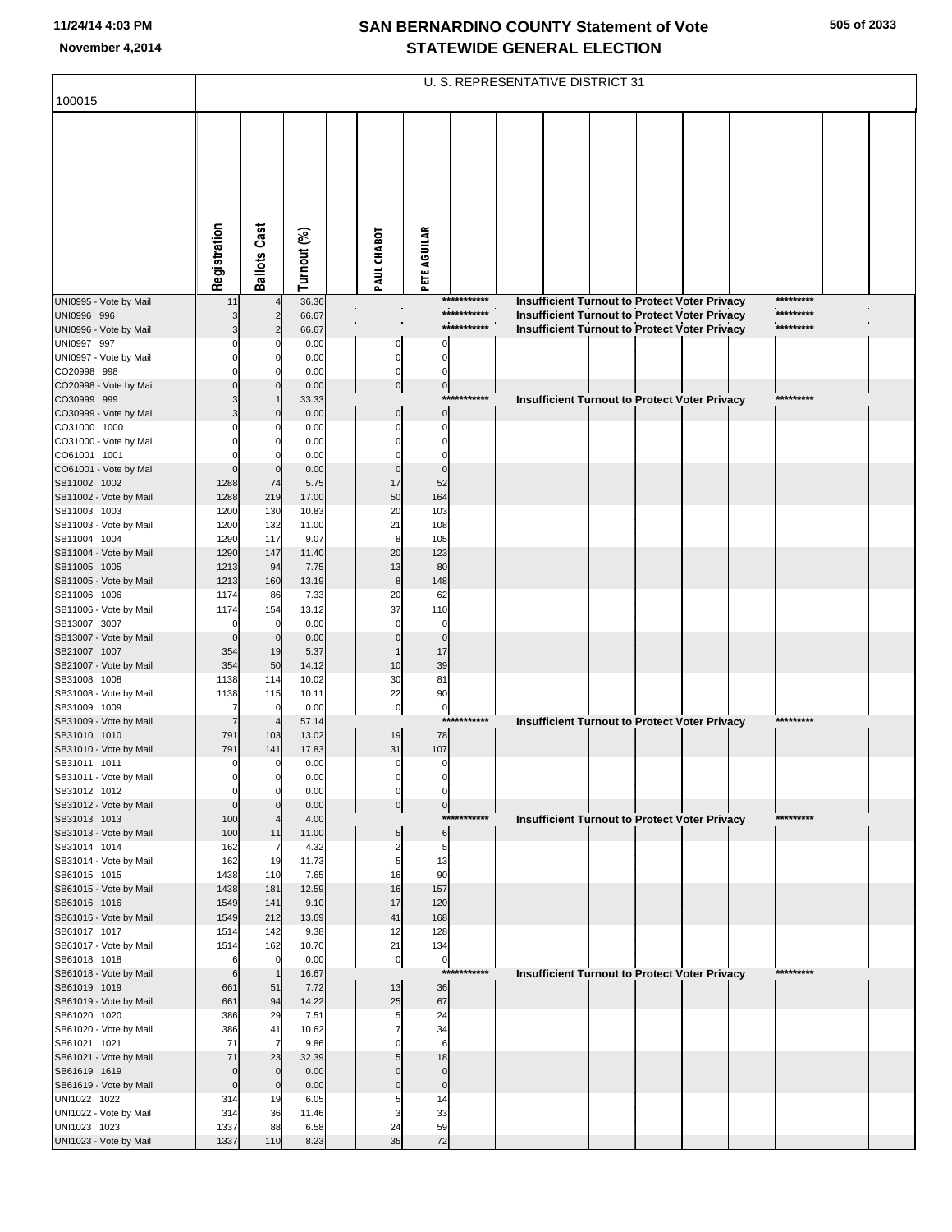# SAN BERNARDINO COUNTY Statement of Vote
# STATEWIDE GENERAL ELECTION

November 4,2014

## U. S. REPRESENTATIVE DISTRICT 31

100015

| | Registration | Ballots Cast | Turnout (%) | | PAUL CHABOT | PETE AGUILAR | | | | | | | | | | |
|---|---|---|---|---|---|---|---|---|---|---|---|---|---|---|---|---|
| UNI0995 - Vote by Mail | 11 | 4 | 36.36 | | | | *********** | Insufficient Turnout to Protect Voter Privacy | | | | | | ********* | | |
| UNI0996 996 | 3 | 2 | 66.67 | | | | *********** | Insufficient Turnout to Protect Voter Privacy | | | | | | ********* | | |
| UNI0996 - Vote by Mail | 3 | 2 | 66.67 | | | | *********** | Insufficient Turnout to Protect Voter Privacy | | | | | | ********* | | |
| UNI0997 997 | 0 | 0 | 0.00 | | 0 | 0 | | | | | | | | | | |
| UNI0997 - Vote by Mail | 0 | 0 | 0.00 | | 0 | 0 | | | | | | | | | | |
| CO20998 998 | 0 | 0 | 0.00 | | 0 | 0 | | | | | | | | | | |
| CO20998 - Vote by Mail | 0 | 0 | 0.00 | | 0 | 0 | | | | | | | | | | |
| CO30999 999 | 3 | 1 | 33.33 | | | | *********** | Insufficient Turnout to Protect Voter Privacy | | | | | | ********* | | |
| CO30999 - Vote by Mail | 3 | 0 | 0.00 | | 0 | 0 | | | | | | | | | | |
| CO31000 1000 | 0 | 0 | 0.00 | | 0 | 0 | | | | | | | | | | |
| CO31000 - Vote by Mail | 0 | 0 | 0.00 | | 0 | 0 | | | | | | | | | | |
| CO61001 1001 | 0 | 0 | 0.00 | | 0 | 0 | | | | | | | | | | |
| CO61001 - Vote by Mail | 0 | 0 | 0.00 | | 0 | 0 | | | | | | | | | | |
| SB11002 1002 | 1288 | 74 | 5.75 | | 17 | 52 | | | | | | | | | | |
| SB11002 - Vote by Mail | 1288 | 219 | 17.00 | | 50 | 164 | | | | | | | | | | |
| SB11003 1003 | 1200 | 130 | 10.83 | | 20 | 103 | | | | | | | | | | |
| SB11003 - Vote by Mail | 1200 | 132 | 11.00 | | 21 | 108 | | | | | | | | | | |
| SB11004 1004 | 1290 | 117 | 9.07 | | 8 | 105 | | | | | | | | | | |
| SB11004 - Vote by Mail | 1290 | 147 | 11.40 | | 20 | 123 | | | | | | | | | | |
| SB11005 1005 | 1213 | 94 | 7.75 | | 13 | 80 | | | | | | | | | | |
| SB11005 - Vote by Mail | 1213 | 160 | 13.19 | | 8 | 148 | | | | | | | | | | |
| SB11006 1006 | 1174 | 86 | 7.33 | | 20 | 62 | | | | | | | | | | |
| SB11006 - Vote by Mail | 1174 | 154 | 13.12 | | 37 | 110 | | | | | | | | | | |
| SB13007 3007 | 0 | 0 | 0.00 | | 0 | 0 | | | | | | | | | | |
| SB13007 - Vote by Mail | 0 | 0 | 0.00 | | 0 | 0 | | | | | | | | | | |
| SB21007 1007 | 354 | 19 | 5.37 | | 1 | 17 | | | | | | | | | | |
| SB21007 - Vote by Mail | 354 | 50 | 14.12 | | 10 | 39 | | | | | | | | | | |
| SB31008 1008 | 1138 | 114 | 10.02 | | 30 | 81 | | | | | | | | | | |
| SB31008 - Vote by Mail | 1138 | 115 | 10.11 | | 22 | 90 | | | | | | | | | | |
| SB31009 1009 | 7 | 0 | 0.00 | | 0 | 0 | | | | | | | | | | |
| SB31009 - Vote by Mail | 7 | 4 | 57.14 | | | | *********** | Insufficient Turnout to Protect Voter Privacy | | | | | | ********* | | |
| SB31010 1010 | 791 | 103 | 13.02 | | 19 | 78 | | | | | | | | | | |
| SB31010 - Vote by Mail | 791 | 141 | 17.83 | | 31 | 107 | | | | | | | | | | |
| SB31011 1011 | 0 | 0 | 0.00 | | 0 | 0 | | | | | | | | | | |
| SB31011 - Vote by Mail | 0 | 0 | 0.00 | | 0 | 0 | | | | | | | | | | |
| SB31012 1012 | 0 | 0 | 0.00 | | 0 | 0 | | | | | | | | | | |
| SB31012 - Vote by Mail | 0 | 0 | 0.00 | | 0 | 0 | | | | | | | | | | |
| SB31013 1013 | 100 | 4 | 4.00 | | | | *********** | Insufficient Turnout to Protect Voter Privacy | | | | | | ********* | | |
| SB31013 - Vote by Mail | 100 | 11 | 11.00 | | 5 | 6 | | | | | | | | | | |
| SB31014 1014 | 162 | 7 | 4.32 | | 2 | 5 | | | | | | | | | | |
| SB31014 - Vote by Mail | 162 | 19 | 11.73 | | 5 | 13 | | | | | | | | | | |
| SB61015 1015 | 1438 | 110 | 7.65 | | 16 | 90 | | | | | | | | | | |
| SB61015 - Vote by Mail | 1438 | 181 | 12.59 | | 16 | 157 | | | | | | | | | | |
| SB61016 1016 | 1549 | 141 | 9.10 | | 17 | 120 | | | | | | | | | | |
| SB61016 - Vote by Mail | 1549 | 212 | 13.69 | | 41 | 168 | | | | | | | | | | |
| SB61017 1017 | 1514 | 142 | 9.38 | | 12 | 128 | | | | | | | | | | |
| SB61017 - Vote by Mail | 1514 | 162 | 10.70 | | 21 | 134 | | | | | | | | | | |
| SB61018 1018 | 6 | 0 | 0.00 | | 0 | 0 | | | | | | | | | | |
| SB61018 - Vote by Mail | 6 | 1 | 16.67 | | | | *********** | Insufficient Turnout to Protect Voter Privacy | | | | | | ********* | | |
| SB61019 1019 | 661 | 51 | 7.72 | | 13 | 36 | | | | | | | | | | |
| SB61019 - Vote by Mail | 661 | 94 | 14.22 | | 25 | 67 | | | | | | | | | | |
| SB61020 1020 | 386 | 29 | 7.51 | | 5 | 24 | | | | | | | | | | |
| SB61020 - Vote by Mail | 386 | 41 | 10.62 | | 7 | 34 | | | | | | | | | | |
| SB61021 1021 | 71 | 7 | 9.86 | | 0 | 6 | | | | | | | | | | |
| SB61021 - Vote by Mail | 71 | 23 | 32.39 | | 5 | 18 | | | | | | | | | | |
| SB61619 1619 | 0 | 0 | 0.00 | | 0 | 0 | | | | | | | | | | |
| SB61619 - Vote by Mail | 0 | 0 | 0.00 | | 0 | 0 | | | | | | | | | | |
| UNI1022 1022 | 314 | 19 | 6.05 | | 5 | 14 | | | | | | | | | | |
| UNI1022 - Vote by Mail | 314 | 36 | 11.46 | | 3 | 33 | | | | | | | | | | |
| UNI1023 1023 | 1337 | 88 | 6.58 | | 24 | 59 | | | | | | | | | | |
| UNI1023 - Vote by Mail | 1337 | 110 | 8.23 | | 35 | 72 | | | | | | | | | | |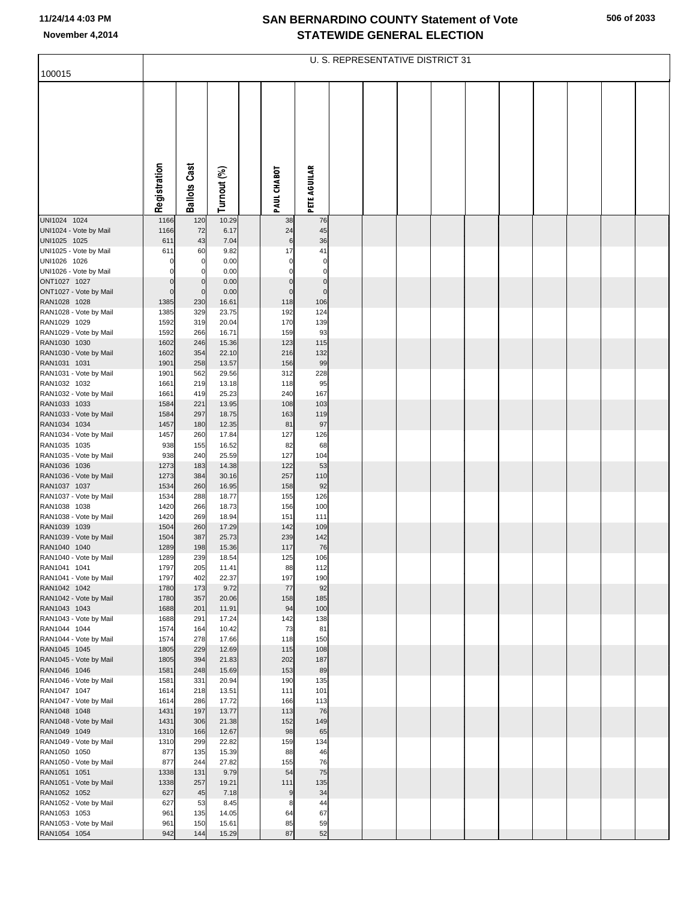# SAN BERNARDINO COUNTY Statement of Vote
## STATEWIDE GENERAL ELECTION

November 4,2014

100015

U. S. REPRESENTATIVE DISTRICT 31

| | Registration | Ballots Cast | Turnout (%) | PAUL CHABOT | PETE AGUILAR |
|---|---|---|---|---|---|
| UNI1024 1024 | 1166 | 120 | 10.29 | 38 | 76 |
| UNI1024 - Vote by Mail | 1166 | 72 | 6.17 | 24 | 45 |
| UNI1025 1025 | 611 | 43 | 7.04 | 6 | 36 |
| UNI1025 - Vote by Mail | 611 | 60 | 9.82 | 17 | 41 |
| UNI1026 1026 | 0 | 0 | 0.00 | 0 | 0 |
| UNI1026 - Vote by Mail | 0 | 0 | 0.00 | 0 | 0 |
| ONT1027 1027 | 0 | 0 | 0.00 | 0 | 0 |
| ONT1027 - Vote by Mail | 0 | 0 | 0.00 | 0 | 0 |
| RAN1028 1028 | 1385 | 230 | 16.61 | 118 | 106 |
| RAN1028 - Vote by Mail | 1385 | 329 | 23.75 | 192 | 124 |
| RAN1029 1029 | 1592 | 319 | 20.04 | 170 | 139 |
| RAN1029 - Vote by Mail | 1592 | 266 | 16.71 | 159 | 93 |
| RAN1030 1030 | 1602 | 246 | 15.36 | 123 | 115 |
| RAN1030 - Vote by Mail | 1602 | 354 | 22.10 | 216 | 132 |
| RAN1031 1031 | 1901 | 258 | 13.57 | 156 | 99 |
| RAN1031 - Vote by Mail | 1901 | 562 | 29.56 | 312 | 228 |
| RAN1032 1032 | 1661 | 219 | 13.18 | 118 | 95 |
| RAN1032 - Vote by Mail | 1661 | 419 | 25.23 | 240 | 167 |
| RAN1033 1033 | 1584 | 221 | 13.95 | 108 | 103 |
| RAN1033 - Vote by Mail | 1584 | 297 | 18.75 | 163 | 119 |
| RAN1034 1034 | 1457 | 180 | 12.35 | 81 | 97 |
| RAN1034 - Vote by Mail | 1457 | 260 | 17.84 | 127 | 126 |
| RAN1035 1035 | 938 | 155 | 16.52 | 82 | 68 |
| RAN1035 - Vote by Mail | 938 | 240 | 25.59 | 127 | 104 |
| RAN1036 1036 | 1273 | 183 | 14.38 | 122 | 53 |
| RAN1036 - Vote by Mail | 1273 | 384 | 30.16 | 257 | 110 |
| RAN1037 1037 | 1534 | 260 | 16.95 | 158 | 92 |
| RAN1037 - Vote by Mail | 1534 | 288 | 18.77 | 155 | 126 |
| RAN1038 1038 | 1420 | 266 | 18.73 | 156 | 100 |
| RAN1038 - Vote by Mail | 1420 | 269 | 18.94 | 151 | 111 |
| RAN1039 1039 | 1504 | 260 | 17.29 | 142 | 109 |
| RAN1039 - Vote by Mail | 1504 | 387 | 25.73 | 239 | 142 |
| RAN1040 1040 | 1289 | 198 | 15.36 | 117 | 76 |
| RAN1040 - Vote by Mail | 1289 | 239 | 18.54 | 125 | 106 |
| RAN1041 1041 | 1797 | 205 | 11.41 | 88 | 112 |
| RAN1041 - Vote by Mail | 1797 | 402 | 22.37 | 197 | 190 |
| RAN1042 1042 | 1780 | 173 | 9.72 | 77 | 92 |
| RAN1042 - Vote by Mail | 1780 | 357 | 20.06 | 158 | 185 |
| RAN1043 1043 | 1688 | 201 | 11.91 | 94 | 100 |
| RAN1043 - Vote by Mail | 1688 | 291 | 17.24 | 142 | 138 |
| RAN1044 1044 | 1574 | 164 | 10.42 | 73 | 81 |
| RAN1044 - Vote by Mail | 1574 | 278 | 17.66 | 118 | 150 |
| RAN1045 1045 | 1805 | 229 | 12.69 | 115 | 108 |
| RAN1045 - Vote by Mail | 1805 | 394 | 21.83 | 202 | 187 |
| RAN1046 1046 | 1581 | 248 | 15.69 | 153 | 89 |
| RAN1046 - Vote by Mail | 1581 | 331 | 20.94 | 190 | 135 |
| RAN1047 1047 | 1614 | 218 | 13.51 | 111 | 101 |
| RAN1047 - Vote by Mail | 1614 | 286 | 17.72 | 166 | 113 |
| RAN1048 1048 | 1431 | 197 | 13.77 | 113 | 76 |
| RAN1048 - Vote by Mail | 1431 | 306 | 21.38 | 152 | 149 |
| RAN1049 1049 | 1310 | 166 | 12.67 | 98 | 65 |
| RAN1049 - Vote by Mail | 1310 | 299 | 22.82 | 159 | 134 |
| RAN1050 1050 | 877 | 135 | 15.39 | 88 | 46 |
| RAN1050 - Vote by Mail | 877 | 244 | 27.82 | 155 | 76 |
| RAN1051 1051 | 1338 | 131 | 9.79 | 54 | 75 |
| RAN1051 - Vote by Mail | 1338 | 257 | 19.21 | 111 | 135 |
| RAN1052 1052 | 627 | 45 | 7.18 | 9 | 34 |
| RAN1052 - Vote by Mail | 627 | 53 | 8.45 | 8 | 44 |
| RAN1053 1053 | 961 | 135 | 14.05 | 64 | 67 |
| RAN1053 - Vote by Mail | 961 | 150 | 15.61 | 85 | 59 |
| RAN1054 1054 | 942 | 144 | 15.29 | 87 | 52 |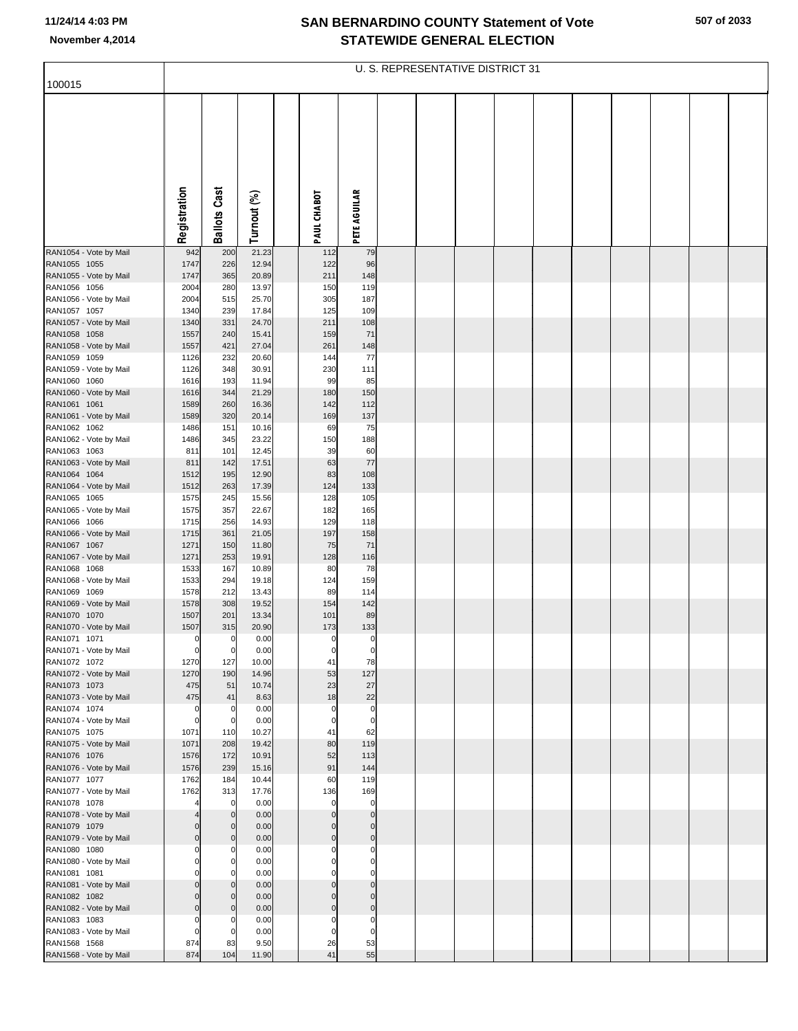# SAN BERNARDINO COUNTY Statement of Vote
## STATEWIDE GENERAL ELECTION

November 4,2014

100015

U. S. REPRESENTATIVE DISTRICT 31

| | Registration | Ballots Cast | Turnout (%) | | PAUL CHABOT | PETE AGUILAR |
|---|---|---|---|---|---|---|
| RAN1054 - Vote by Mail | 942 | 200 | 21.23 | | 112 | 79 |
| RAN1055 1055 | 1747 | 226 | 12.94 | | 122 | 96 |
| RAN1055 - Vote by Mail | 1747 | 365 | 20.89 | | 211 | 148 |
| RAN1056 1056 | 2004 | 280 | 13.97 | | 150 | 119 |
| RAN1056 - Vote by Mail | 2004 | 515 | 25.70 | | 305 | 187 |
| RAN1057 1057 | 1340 | 239 | 17.84 | | 125 | 109 |
| RAN1057 - Vote by Mail | 1340 | 331 | 24.70 | | 211 | 108 |
| RAN1058 1058 | 1557 | 240 | 15.41 | | 159 | 71 |
| RAN1058 - Vote by Mail | 1557 | 421 | 27.04 | | 261 | 148 |
| RAN1059 1059 | 1126 | 232 | 20.60 | | 144 | 77 |
| RAN1059 - Vote by Mail | 1126 | 348 | 30.91 | | 230 | 111 |
| RAN1060 1060 | 1616 | 193 | 11.94 | | 99 | 85 |
| RAN1060 - Vote by Mail | 1616 | 344 | 21.29 | | 180 | 150 |
| RAN1061 1061 | 1589 | 260 | 16.36 | | 142 | 112 |
| RAN1061 - Vote by Mail | 1589 | 320 | 20.14 | | 169 | 137 |
| RAN1062 1062 | 1486 | 151 | 10.16 | | 69 | 75 |
| RAN1062 - Vote by Mail | 1486 | 345 | 23.22 | | 150 | 188 |
| RAN1063 1063 | 811 | 101 | 12.45 | | 39 | 60 |
| RAN1063 - Vote by Mail | 811 | 142 | 17.51 | | 63 | 77 |
| RAN1064 1064 | 1512 | 195 | 12.90 | | 83 | 108 |
| RAN1064 - Vote by Mail | 1512 | 263 | 17.39 | | 124 | 133 |
| RAN1065 1065 | 1575 | 245 | 15.56 | | 128 | 105 |
| RAN1065 - Vote by Mail | 1575 | 357 | 22.67 | | 182 | 165 |
| RAN1066 1066 | 1715 | 256 | 14.93 | | 129 | 118 |
| RAN1066 - Vote by Mail | 1715 | 361 | 21.05 | | 197 | 158 |
| RAN1067 1067 | 1271 | 150 | 11.80 | | 75 | 71 |
| RAN1067 - Vote by Mail | 1271 | 253 | 19.91 | | 128 | 116 |
| RAN1068 1068 | 1533 | 167 | 10.89 | | 80 | 78 |
| RAN1068 - Vote by Mail | 1533 | 294 | 19.18 | | 124 | 159 |
| RAN1069 1069 | 1578 | 212 | 13.43 | | 89 | 114 |
| RAN1069 - Vote by Mail | 1578 | 308 | 19.52 | | 154 | 142 |
| RAN1070 1070 | 1507 | 201 | 13.34 | | 101 | 89 |
| RAN1070 - Vote by Mail | 1507 | 315 | 20.90 | | 173 | 133 |
| RAN1071 1071 | 0 | 0 | 0.00 | | 0 | 0 |
| RAN1071 - Vote by Mail | 0 | 0 | 0.00 | | 0 | 0 |
| RAN1072 1072 | 1270 | 127 | 10.00 | | 41 | 78 |
| RAN1072 - Vote by Mail | 1270 | 190 | 14.96 | | 53 | 127 |
| RAN1073 1073 | 475 | 51 | 10.74 | | 23 | 27 |
| RAN1073 - Vote by Mail | 475 | 41 | 8.63 | | 18 | 22 |
| RAN1074 1074 | 0 | 0 | 0.00 | | 0 | 0 |
| RAN1074 - Vote by Mail | 0 | 0 | 0.00 | | 0 | 0 |
| RAN1075 1075 | 1071 | 110 | 10.27 | | 41 | 62 |
| RAN1075 - Vote by Mail | 1071 | 208 | 19.42 | | 80 | 119 |
| RAN1076 1076 | 1576 | 172 | 10.91 | | 52 | 113 |
| RAN1076 - Vote by Mail | 1576 | 239 | 15.16 | | 91 | 144 |
| RAN1077 1077 | 1762 | 184 | 10.44 | | 60 | 119 |
| RAN1077 - Vote by Mail | 1762 | 313 | 17.76 | | 136 | 169 |
| RAN1078 1078 | 4 | 0 | 0.00 | | 0 | 0 |
| RAN1078 - Vote by Mail | 4 | 0 | 0.00 | | 0 | 0 |
| RAN1079 1079 | 0 | 0 | 0.00 | | 0 | 0 |
| RAN1079 - Vote by Mail | 0 | 0 | 0.00 | | 0 | 0 |
| RAN1080 1080 | 0 | 0 | 0.00 | | 0 | 0 |
| RAN1080 - Vote by Mail | 0 | 0 | 0.00 | | 0 | 0 |
| RAN1081 1081 | 0 | 0 | 0.00 | | 0 | 0 |
| RAN1081 - Vote by Mail | 0 | 0 | 0.00 | | 0 | 0 |
| RAN1082 1082 | 0 | 0 | 0.00 | | 0 | 0 |
| RAN1082 - Vote by Mail | 0 | 0 | 0.00 | | 0 | 0 |
| RAN1083 1083 | 0 | 0 | 0.00 | | 0 | 0 |
| RAN1083 - Vote by Mail | 0 | 0 | 0.00 | | 0 | 0 |
| RAN1568 1568 | 874 | 83 | 9.50 | | 26 | 53 |
| RAN1568 - Vote by Mail | 874 | 104 | 11.90 | | 41 | 55 |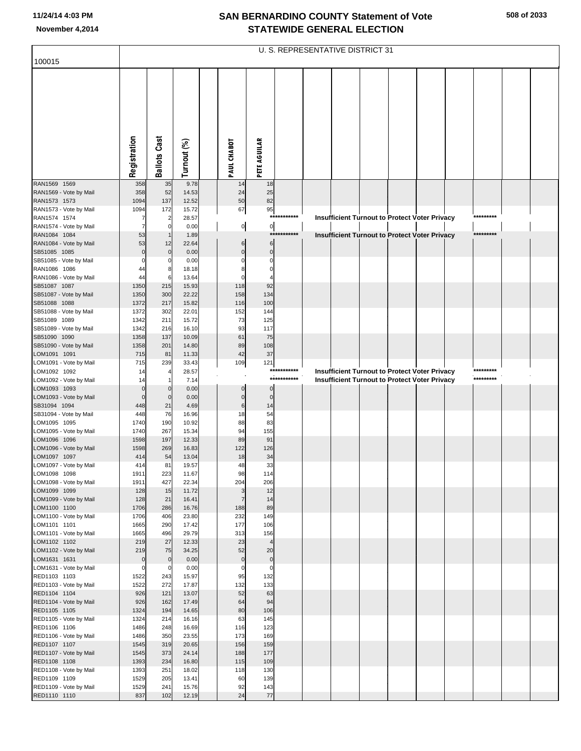# SAN BERNARDINO COUNTY Statement of Vote
# STATEWIDE GENERAL ELECTION

November 4,2014

## U. S. REPRESENTATIVE DISTRICT 31

100015

| | Registration | Ballots Cast | Turnout (%) | | PAUL CHABOT | PETE AGUILAR | | | | | | | | | | |
|---|---|---|---|---|---|---|---|---|---|---|---|---|---|---|---|---|
| RAN1569 1569 | 358 | 35 | 9.78 | | 14 | 18 | | | | | | | | | | |
| RAN1569 - Vote by Mail | 358 | 52 | 14.53 | | 24 | 25 | | | | | | | | | | |
| RAN1573 1573 | 1094 | 137 | 12.52 | | 50 | 82 | | | | | | | | | | |
| RAN1573 - Vote by Mail | 1094 | 172 | 15.72 | | 67 | 95 | | | | | | | | | | |
| RAN1574 1574 | 7 | 2 | 28.57 | | | | *********** | Insufficient Turnout to Protect Voter Privacy | | | | | | ********* | | |
| RAN1574 - Vote by Mail | 7 | 0 | 0.00 | | 0 | 0 | | | | | | | | | | |
| RAN1084 1084 | 53 | 1 | 1.89 | | | | *********** | Insufficient Turnout to Protect Voter Privacy | | | | | | ********* | | |
| RAN1084 - Vote by Mail | 53 | 12 | 22.64 | | 6 | 6 | | | | | | | | | | |
| SB51085 1085 | 0 | 0 | 0.00 | | 0 | 0 | | | | | | | | | | |
| SB51085 - Vote by Mail | 0 | 0 | 0.00 | | 0 | 0 | | | | | | | | | | |
| RAN1086 1086 | 44 | 8 | 18.18 | | 8 | 0 | | | | | | | | | | |
| RAN1086 - Vote by Mail | 44 | 6 | 13.64 | | 0 | 4 | | | | | | | | | | |
| SB51087 1087 | 1350 | 215 | 15.93 | | 118 | 92 | | | | | | | | | | |
| SB51087 - Vote by Mail | 1350 | 300 | 22.22 | | 158 | 134 | | | | | | | | | | |
| SB51088 1088 | 1372 | 217 | 15.82 | | 116 | 100 | | | | | | | | | | |
| SB51088 - Vote by Mail | 1372 | 302 | 22.01 | | 152 | 144 | | | | | | | | | | |
| SB51089 1089 | 1342 | 211 | 15.72 | | 73 | 125 | | | | | | | | | | |
| SB51089 - Vote by Mail | 1342 | 216 | 16.10 | | 93 | 117 | | | | | | | | | | |
| SB51090 1090 | 1358 | 137 | 10.09 | | 61 | 75 | | | | | | | | | | |
| SB51090 - Vote by Mail | 1358 | 201 | 14.80 | | 89 | 108 | | | | | | | | | | |
| LOM1091 1091 | 715 | 81 | 11.33 | | 42 | 37 | | | | | | | | | | |
| LOM1091 - Vote by Mail | 715 | 239 | 33.43 | | 109 | 121 | | | | | | | | | | |
| LOM1092 1092 | 14 | 4 | 28.57 | | | | *********** | Insufficient Turnout to Protect Voter Privacy | | | | | | ********* | | |
| LOM1092 - Vote by Mail | 14 | 1 | 7.14 | | | | *********** | Insufficient Turnout to Protect Voter Privacy | | | | | | ********* | | |
| LOM1093 1093 | 0 | 0 | 0.00 | | 0 | 0 | | | | | | | | | | |
| LOM1093 - Vote by Mail | 0 | 0 | 0.00 | | 0 | 0 | | | | | | | | | | |
| SB31094 1094 | 448 | 21 | 4.69 | | 6 | 14 | | | | | | | | | | |
| SB31094 - Vote by Mail | 448 | 76 | 16.96 | | 18 | 54 | | | | | | | | | | |
| LOM1095 1095 | 1740 | 190 | 10.92 | | 88 | 83 | | | | | | | | | | |
| LOM1095 - Vote by Mail | 1740 | 267 | 15.34 | | 94 | 155 | | | | | | | | | | |
| LOM1096 1096 | 1598 | 197 | 12.33 | | 89 | 91 | | | | | | | | | | |
| LOM1096 - Vote by Mail | 1598 | 269 | 16.83 | | 122 | 126 | | | | | | | | | | |
| LOM1097 1097 | 414 | 54 | 13.04 | | 18 | 34 | | | | | | | | | | |
| LOM1097 - Vote by Mail | 414 | 81 | 19.57 | | 48 | 33 | | | | | | | | | | |
| LOM1098 1098 | 1911 | 223 | 11.67 | | 98 | 114 | | | | | | | | | | |
| LOM1098 - Vote by Mail | 1911 | 427 | 22.34 | | 204 | 206 | | | | | | | | | | |
| LOM1099 1099 | 128 | 15 | 11.72 | | 3 | 12 | | | | | | | | | | |
| LOM1099 - Vote by Mail | 128 | 21 | 16.41 | | 7 | 14 | | | | | | | | | | |
| LOM1100 1100 | 1706 | 286 | 16.76 | | 188 | 89 | | | | | | | | | | |
| LOM1100 - Vote by Mail | 1706 | 406 | 23.80 | | 232 | 149 | | | | | | | | | | |
| LOM1101 1101 | 1665 | 290 | 17.42 | | 177 | 106 | | | | | | | | | | |
| LOM1101 - Vote by Mail | 1665 | 496 | 29.79 | | 313 | 156 | | | | | | | | | | |
| LOM1102 1102 | 219 | 27 | 12.33 | | 23 | 4 | | | | | | | | | | |
| LOM1102 - Vote by Mail | 219 | 75 | 34.25 | | 52 | 20 | | | | | | | | | | |
| LOM1631 1631 | 0 | 0 | 0.00 | | 0 | 0 | | | | | | | | | | |
| LOM1631 - Vote by Mail | 0 | 0 | 0.00 | | 0 | 0 | | | | | | | | | | |
| RED1103 1103 | 1522 | 243 | 15.97 | | 95 | 132 | | | | | | | | | | |
| RED1103 - Vote by Mail | 1522 | 272 | 17.87 | | 132 | 133 | | | | | | | | | | |
| RED1104 1104 | 926 | 121 | 13.07 | | 52 | 63 | | | | | | | | | | |
| RED1104 - Vote by Mail | 926 | 162 | 17.49 | | 64 | 94 | | | | | | | | | | |
| RED1105 1105 | 1324 | 194 | 14.65 | | 80 | 106 | | | | | | | | | | |
| RED1105 - Vote by Mail | 1324 | 214 | 16.16 | | 63 | 145 | | | | | | | | | | |
| RED1106 1106 | 1486 | 248 | 16.69 | | 116 | 123 | | | | | | | | | | |
| RED1106 - Vote by Mail | 1486 | 350 | 23.55 | | 173 | 169 | | | | | | | | | | |
| RED1107 1107 | 1545 | 319 | 20.65 | | 156 | 159 | | | | | | | | | | |
| RED1107 - Vote by Mail | 1545 | 373 | 24.14 | | 188 | 177 | | | | | | | | | | |
| RED1108 1108 | 1393 | 234 | 16.80 | | 115 | 109 | | | | | | | | | | |
| RED1108 - Vote by Mail | 1393 | 251 | 18.02 | | 118 | 130 | | | | | | | | | | |
| RED1109 1109 | 1529 | 205 | 13.41 | | 60 | 139 | | | | | | | | | | |
| RED1109 - Vote by Mail | 1529 | 241 | 15.76 | | 92 | 143 | | | | | | | | | | |
| RED1110 1110 | 837 | 102 | 12.19 | | 24 | 77 | | | | | | | | | | |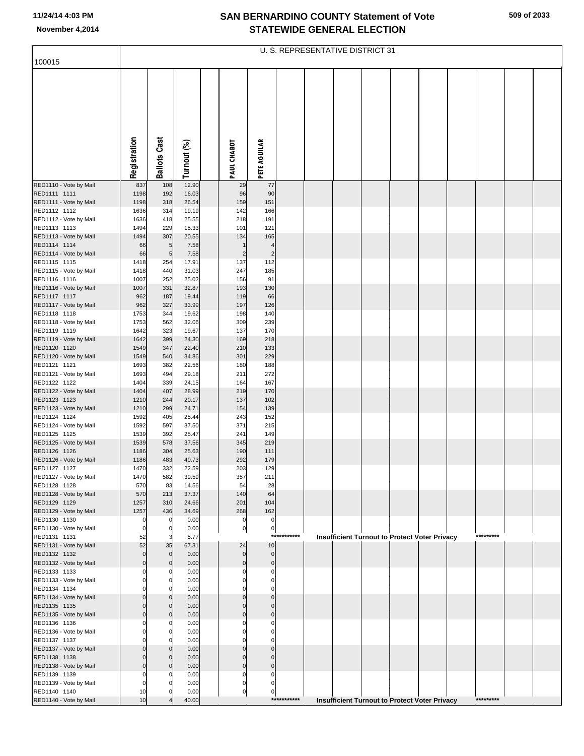# SAN BERNARDINO COUNTY Statement of Vote
# STATEWIDE GENERAL ELECTION

November 4,2014

100015

U. S. REPRESENTATIVE DISTRICT 31

| | Registration | Ballots Cast | Turnout (%) | | PAUL CHABOT | PETE AGUILAR |
|---|---|---|---|---|---|---|
| RED1110 - Vote by Mail | 837 | 108 | 12.90 | | 29 | 77 |
| RED1111 1111 | 1198 | 192 | 16.03 | | 96 | 90 |
| RED1111 - Vote by Mail | 1198 | 318 | 26.54 | | 159 | 151 |
| RED1112 1112 | 1636 | 314 | 19.19 | | 142 | 166 |
| RED1112 - Vote by Mail | 1636 | 418 | 25.55 | | 218 | 191 |
| RED1113 1113 | 1494 | 229 | 15.33 | | 101 | 121 |
| RED1113 - Vote by Mail | 1494 | 307 | 20.55 | | 134 | 165 |
| RED1114 1114 | 66 | 5 | 7.58 | | 1 | 4 |
| RED1114 - Vote by Mail | 66 | 5 | 7.58 | | 2 | 2 |
| RED1115 1115 | 1418 | 254 | 17.91 | | 137 | 112 |
| RED1115 - Vote by Mail | 1418 | 440 | 31.03 | | 247 | 185 |
| RED1116 1116 | 1007 | 252 | 25.02 | | 156 | 91 |
| RED1116 - Vote by Mail | 1007 | 331 | 32.87 | | 193 | 130 |
| RED1117 1117 | 962 | 187 | 19.44 | | 119 | 66 |
| RED1117 - Vote by Mail | 962 | 327 | 33.99 | | 197 | 126 |
| RED1118 1118 | 1753 | 344 | 19.62 | | 198 | 140 |
| RED1118 - Vote by Mail | 1753 | 562 | 32.06 | | 309 | 239 |
| RED1119 1119 | 1642 | 323 | 19.67 | | 137 | 170 |
| RED1119 - Vote by Mail | 1642 | 399 | 24.30 | | 169 | 218 |
| RED1120 1120 | 1549 | 347 | 22.40 | | 210 | 133 |
| RED1120 - Vote by Mail | 1549 | 540 | 34.86 | | 301 | 229 |
| RED1121 1121 | 1693 | 382 | 22.56 | | 180 | 188 |
| RED1121 - Vote by Mail | 1693 | 494 | 29.18 | | 211 | 272 |
| RED1122 1122 | 1404 | 339 | 24.15 | | 164 | 167 |
| RED1122 - Vote by Mail | 1404 | 407 | 28.99 | | 219 | 170 |
| RED1123 1123 | 1210 | 244 | 20.17 | | 137 | 102 |
| RED1123 - Vote by Mail | 1210 | 299 | 24.71 | | 154 | 139 |
| RED1124 1124 | 1592 | 405 | 25.44 | | 243 | 152 |
| RED1124 - Vote by Mail | 1592 | 597 | 37.50 | | 371 | 215 |
| RED1125 1125 | 1539 | 392 | 25.47 | | 241 | 149 |
| RED1125 - Vote by Mail | 1539 | 578 | 37.56 | | 345 | 219 |
| RED1126 1126 | 1186 | 304 | 25.63 | | 190 | 111 |
| RED1126 - Vote by Mail | 1186 | 483 | 40.73 | | 292 | 179 |
| RED1127 1127 | 1470 | 332 | 22.59 | | 203 | 129 |
| RED1127 - Vote by Mail | 1470 | 582 | 39.59 | | 357 | 211 |
| RED1128 1128 | 570 | 83 | 14.56 | | 54 | 28 |
| RED1128 - Vote by Mail | 570 | 213 | 37.37 | | 140 | 64 |
| RED1129 1129 | 1257 | 310 | 24.66 | | 201 | 104 |
| RED1129 - Vote by Mail | 1257 | 436 | 34.69 | | 268 | 162 |
| RED1130 1130 | 0 | 0 | 0.00 | | 0 | 0 |
| RED1130 - Vote by Mail | 0 | 0 | 0.00 | | 0 | 0 |
| RED1131 1131 | 52 | 3 | 5.77 | | *********** Insufficient Turnout to Protect Voter Privacy ********* | |
| RED1131 - Vote by Mail | 52 | 35 | 67.31 | | 24 | 10 |
| RED1132 1132 | 0 | 0 | 0.00 | | 0 | 0 |
| RED1132 - Vote by Mail | 0 | 0 | 0.00 | | 0 | 0 |
| RED1133 1133 | 0 | 0 | 0.00 | | 0 | 0 |
| RED1133 - Vote by Mail | 0 | 0 | 0.00 | | 0 | 0 |
| RED1134 1134 | 0 | 0 | 0.00 | | 0 | 0 |
| RED1134 - Vote by Mail | 0 | 0 | 0.00 | | 0 | 0 |
| RED1135 1135 | 0 | 0 | 0.00 | | 0 | 0 |
| RED1135 - Vote by Mail | 0 | 0 | 0.00 | | 0 | 0 |
| RED1136 1136 | 0 | 0 | 0.00 | | 0 | 0 |
| RED1136 - Vote by Mail | 0 | 0 | 0.00 | | 0 | 0 |
| RED1137 1137 | 0 | 0 | 0.00 | | 0 | 0 |
| RED1137 - Vote by Mail | 0 | 0 | 0.00 | | 0 | 0 |
| RED1138 1138 | 0 | 0 | 0.00 | | 0 | 0 |
| RED1138 - Vote by Mail | 0 | 0 | 0.00 | | 0 | 0 |
| RED1139 1139 | 0 | 0 | 0.00 | | 0 | 0 |
| RED1139 - Vote by Mail | 0 | 0 | 0.00 | | 0 | 0 |
| RED1140 1140 | 10 | 0 | 0.00 | | 0 | 0 |
| RED1140 - Vote by Mail | 10 | 4 | 40.00 | | *********** Insufficient Turnout to Protect Voter Privacy ********* | |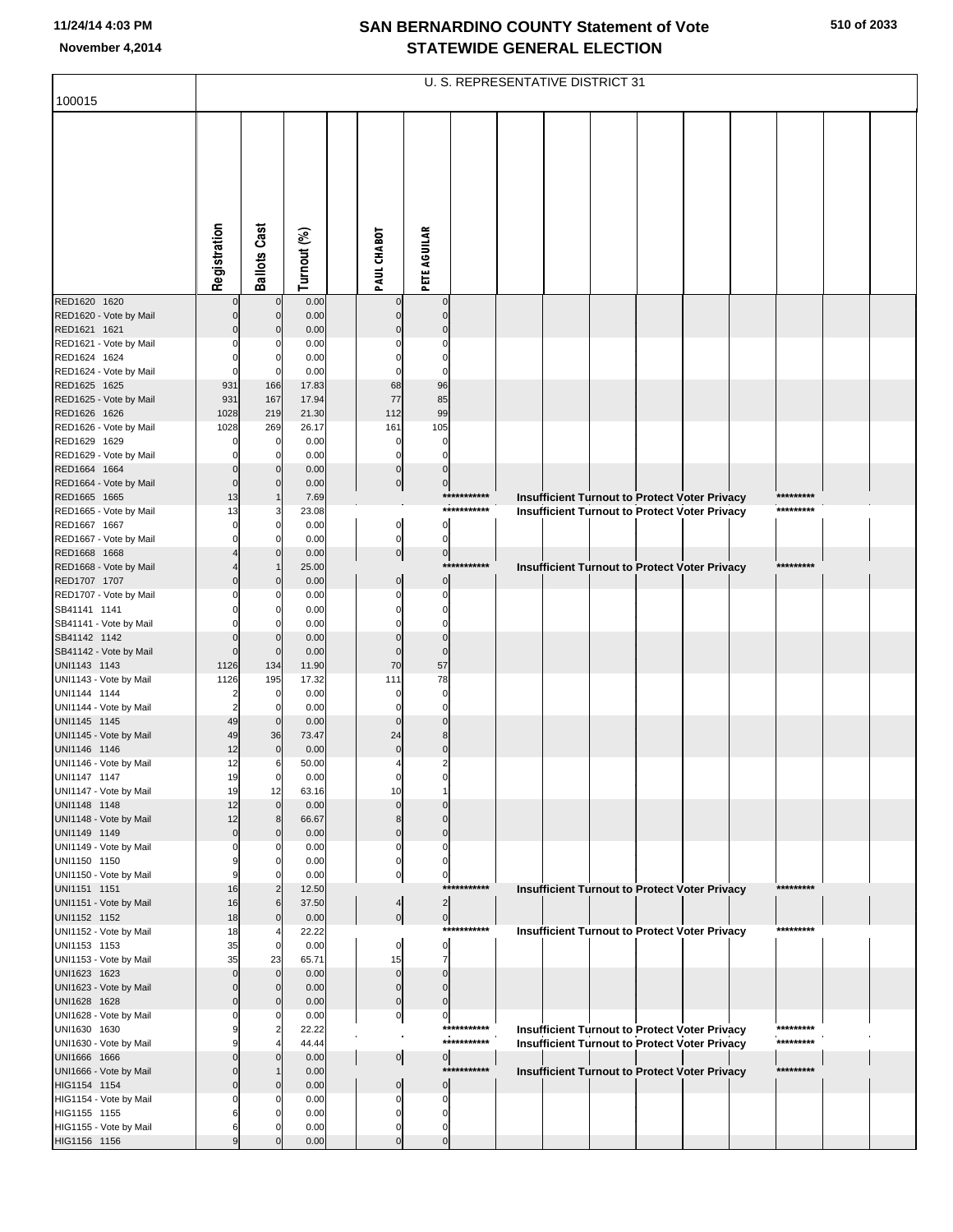# SAN BERNARDINO COUNTY Statement of Vote
## STATEWIDE GENERAL ELECTION

11/24/14 4:03 PM
November 4,2014

100015

U. S. REPRESENTATIVE DISTRICT 31

| | Registration | Ballots Cast | Turnout (%) | PAUL CHABOT | PETE AGUILAR | | |
|---|---|---|---|---|---|---|---|
| RED1620 1620 | 0 | 0 | 0.00 | 0 | 0 | | |
| RED1620 - Vote by Mail | 0 | 0 | 0.00 | 0 | 0 | | |
| RED1621 1621 | 0 | 0 | 0.00 | 0 | 0 | | |
| RED1621 - Vote by Mail | 0 | 0 | 0.00 | 0 | 0 | | |
| RED1624 1624 | 0 | 0 | 0.00 | 0 | 0 | | |
| RED1624 - Vote by Mail | 0 | 0 | 0.00 | 0 | 0 | | |
| RED1625 1625 | 931 | 166 | 17.83 | 68 | 96 | | |
| RED1625 - Vote by Mail | 931 | 167 | 17.94 | 77 | 85 | | |
| RED1626 1626 | 1028 | 219 | 21.30 | 112 | 99 | | |
| RED1626 - Vote by Mail | 1028 | 269 | 26.17 | 161 | 105 | | |
| RED1629 1629 | 0 | 0 | 0.00 | 0 | 0 | | |
| RED1629 - Vote by Mail | 0 | 0 | 0.00 | 0 | 0 | | |
| RED1664 1664 | 0 | 0 | 0.00 | 0 | 0 | | |
| RED1664 - Vote by Mail | 0 | 0 | 0.00 | 0 | 0 | | |
| RED1665 1665 | 13 | 1 | 7.69 | | *********** | Insufficient Turnout to Protect Voter Privacy | ********* |
| RED1665 - Vote by Mail | 13 | 3 | 23.08 | | *********** | Insufficient Turnout to Protect Voter Privacy | ********* |
| RED1667 1667 | 0 | 0 | 0.00 | 0 | 0 | | |
| RED1667 - Vote by Mail | 0 | 0 | 0.00 | 0 | 0 | | |
| RED1668 1668 | 4 | 0 | 0.00 | 0 | 0 | | |
| RED1668 - Vote by Mail | 4 | 1 | 25.00 | | *********** | Insufficient Turnout to Protect Voter Privacy | ********* |
| RED1707 1707 | 0 | 0 | 0.00 | 0 | 0 | | |
| RED1707 - Vote by Mail | 0 | 0 | 0.00 | 0 | 0 | | |
| SB41141 1141 | 0 | 0 | 0.00 | 0 | 0 | | |
| SB41141 - Vote by Mail | 0 | 0 | 0.00 | 0 | 0 | | |
| SB41142 1142 | 0 | 0 | 0.00 | 0 | 0 | | |
| SB41142 - Vote by Mail | 0 | 0 | 0.00 | 0 | 0 | | |
| UNI1143 1143 | 1126 | 134 | 11.90 | 70 | 57 | | |
| UNI1143 - Vote by Mail | 1126 | 195 | 17.32 | 111 | 78 | | |
| UNI1144 1144 | 2 | 0 | 0.00 | 0 | 0 | | |
| UNI1144 - Vote by Mail | 2 | 0 | 0.00 | 0 | 0 | | |
| UNI1145 1145 | 49 | 0 | 0.00 | 0 | 0 | | |
| UNI1145 - Vote by Mail | 49 | 36 | 73.47 | 24 | 8 | | |
| UNI1146 1146 | 12 | 0 | 0.00 | 0 | 0 | | |
| UNI1146 - Vote by Mail | 12 | 6 | 50.00 | 4 | 2 | | |
| UNI1147 1147 | 19 | 0 | 0.00 | 0 | 0 | | |
| UNI1147 - Vote by Mail | 19 | 12 | 63.16 | 10 | 1 | | |
| UNI1148 1148 | 12 | 0 | 0.00 | 0 | 0 | | |
| UNI1148 - Vote by Mail | 12 | 8 | 66.67 | 8 | 0 | | |
| UNI1149 1149 | 0 | 0 | 0.00 | 0 | 0 | | |
| UNI1149 - Vote by Mail | 0 | 0 | 0.00 | 0 | 0 | | |
| UNI1150 1150 | 9 | 0 | 0.00 | 0 | 0 | | |
| UNI1150 - Vote by Mail | 9 | 0 | 0.00 | 0 | 0 | | |
| UNI1151 1151 | 16 | 2 | 12.50 | | *********** | Insufficient Turnout to Protect Voter Privacy | ********* |
| UNI1151 - Vote by Mail | 16 | 6 | 37.50 | 4 | 2 | | |
| UNI1152 1152 | 18 | 0 | 0.00 | 0 | 0 | | |
| UNI1152 - Vote by Mail | 18 | 4 | 22.22 | | *********** | Insufficient Turnout to Protect Voter Privacy | ********* |
| UNI1153 1153 | 35 | 0 | 0.00 | 0 | 0 | | |
| UNI1153 - Vote by Mail | 35 | 23 | 65.71 | 15 | 7 | | |
| UNI1623 1623 | 0 | 0 | 0.00 | 0 | 0 | | |
| UNI1623 - Vote by Mail | 0 | 0 | 0.00 | 0 | 0 | | |
| UNI1628 1628 | 0 | 0 | 0.00 | 0 | 0 | | |
| UNI1628 - Vote by Mail | 0 | 0 | 0.00 | 0 | 0 | | |
| UNI1630 1630 | 9 | 2 | 22.22 | | *********** | Insufficient Turnout to Protect Voter Privacy | ********* |
| UNI1630 - Vote by Mail | 9 | 4 | 44.44 | | *********** | Insufficient Turnout to Protect Voter Privacy | ********* |
| UNI1666 1666 | 0 | 0 | 0.00 | 0 | 0 | | |
| UNI1666 - Vote by Mail | 0 | 1 | 0.00 | | *********** | Insufficient Turnout to Protect Voter Privacy | ********* |
| HIG1154 1154 | 0 | 0 | 0.00 | 0 | 0 | | |
| HIG1154 - Vote by Mail | 0 | 0 | 0.00 | 0 | 0 | | |
| HIG1155 1155 | 6 | 0 | 0.00 | 0 | 0 | | |
| HIG1155 - Vote by Mail | 6 | 0 | 0.00 | 0 | 0 | | |
| HIG1156 1156 | 9 | 0 | 0.00 | 0 | 0 | | |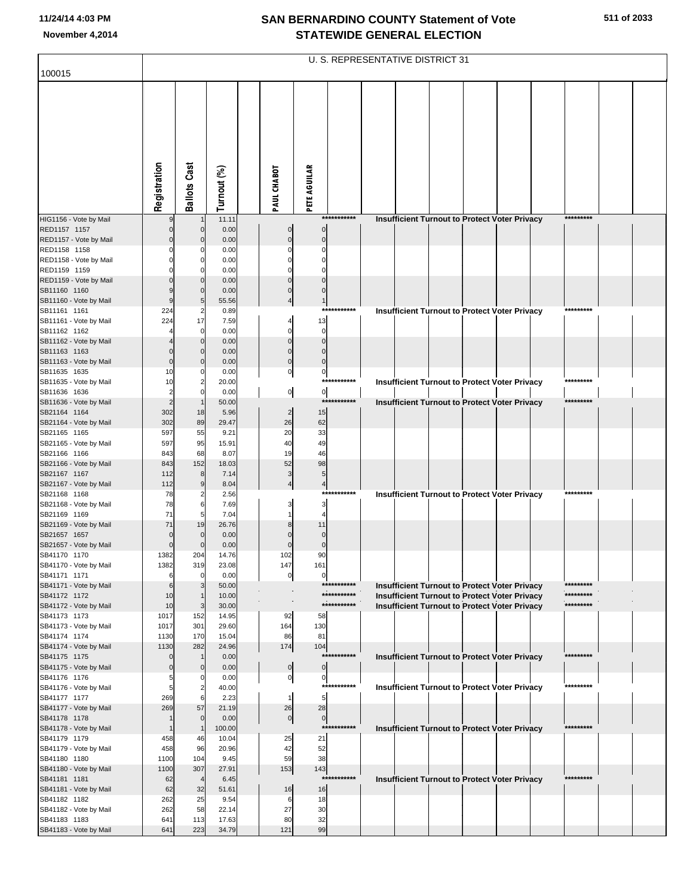# SAN BERNARDINO COUNTY Statement of Vote
# STATEWIDE GENERAL ELECTION

November 4,2014

## U. S. REPRESENTATIVE DISTRICT 31

100015

| | Registration | Ballots Cast | Turnout (%) | PAUL CHABOT | PETE AGUILAR | |
|---|---|---|---|---|---|---|
| HIG1156 - Vote by Mail | 9 | 1 | 11.11 | *********** | | Insufficient Turnout to Protect Voter Privacy ********* |
| RED1157 1157 | 0 | 0 | 0.00 | 0 | 0 | |
| RED1157 - Vote by Mail | 0 | 0 | 0.00 | 0 | 0 | |
| RED1158 1158 | 0 | 0 | 0.00 | 0 | 0 | |
| RED1158 - Vote by Mail | 0 | 0 | 0.00 | 0 | 0 | |
| RED1159 1159 | 0 | 0 | 0.00 | 0 | 0 | |
| RED1159 - Vote by Mail | 0 | 0 | 0.00 | 0 | 0 | |
| SB11160 1160 | 9 | 0 | 0.00 | 0 | 0 | |
| SB11160 - Vote by Mail | 9 | 5 | 55.56 | 4 | 1 | |
| SB11161 1161 | 224 | 2 | 0.89 | *********** | | Insufficient Turnout to Protect Voter Privacy ********* |
| SB11161 - Vote by Mail | 224 | 17 | 7.59 | 4 | 13 | |
| SB11162 1162 | 4 | 0 | 0.00 | 0 | 0 | |
| SB11162 - Vote by Mail | 4 | 0 | 0.00 | 0 | 0 | |
| SB11163 1163 | 0 | 0 | 0.00 | 0 | 0 | |
| SB11163 - Vote by Mail | 0 | 0 | 0.00 | 0 | 0 | |
| SB11635 1635 | 10 | 0 | 0.00 | 0 | 0 | |
| SB11635 - Vote by Mail | 10 | 2 | 20.00 | *********** | | Insufficient Turnout to Protect Voter Privacy ********* |
| SB11636 1636 | 2 | 0 | 0.00 | 0 | 0 | |
| SB11636 - Vote by Mail | 2 | 1 | 50.00 | *********** | | Insufficient Turnout to Protect Voter Privacy ********* |
| SB21164 1164 | 302 | 18 | 5.96 | 2 | 15 | |
| SB21164 - Vote by Mail | 302 | 89 | 29.47 | 26 | 62 | |
| SB21165 1165 | 597 | 55 | 9.21 | 20 | 33 | |
| SB21165 - Vote by Mail | 597 | 95 | 15.91 | 40 | 49 | |
| SB21166 1166 | 843 | 68 | 8.07 | 19 | 46 | |
| SB21166 - Vote by Mail | 843 | 152 | 18.03 | 52 | 98 | |
| SB21167 1167 | 112 | 8 | 7.14 | 3 | 5 | |
| SB21167 - Vote by Mail | 112 | 9 | 8.04 | 4 | 4 | |
| SB21168 1168 | 78 | 2 | 2.56 | *********** | | Insufficient Turnout to Protect Voter Privacy ********* |
| SB21168 - Vote by Mail | 78 | 6 | 7.69 | 3 | 3 | |
| SB21169 1169 | 71 | 5 | 7.04 | 1 | 4 | |
| SB21169 - Vote by Mail | 71 | 19 | 26.76 | 8 | 11 | |
| SB21657 1657 | 0 | 0 | 0.00 | 0 | 0 | |
| SB21657 - Vote by Mail | 0 | 0 | 0.00 | 0 | 0 | |
| SB41170 1170 | 1382 | 204 | 14.76 | 102 | 90 | |
| SB41170 - Vote by Mail | 1382 | 319 | 23.08 | 147 | 161 | |
| SB41171 1171 | 6 | 0 | 0.00 | 0 | 0 | |
| SB41171 - Vote by Mail | 6 | 3 | 50.00 | *********** | | Insufficient Turnout to Protect Voter Privacy ********* |
| SB41172 1172 | 10 | 1 | 10.00 | *********** | | Insufficient Turnout to Protect Voter Privacy ********* |
| SB41172 - Vote by Mail | 10 | 3 | 30.00 | *********** | | Insufficient Turnout to Protect Voter Privacy ********* |
| SB41173 1173 | 1017 | 152 | 14.95 | 92 | 58 | |
| SB41173 - Vote by Mail | 1017 | 301 | 29.60 | 164 | 130 | |
| SB41174 1174 | 1130 | 170 | 15.04 | 86 | 81 | |
| SB41174 - Vote by Mail | 1130 | 282 | 24.96 | 174 | 104 | |
| SB41175 1175 | 0 | 1 | 0.00 | *********** | | Insufficient Turnout to Protect Voter Privacy ********* |
| SB41175 - Vote by Mail | 0 | 0 | 0.00 | 0 | 0 | |
| SB41176 1176 | 5 | 0 | 0.00 | 0 | 0 | |
| SB41176 - Vote by Mail | 5 | 2 | 40.00 | *********** | | Insufficient Turnout to Protect Voter Privacy ********* |
| SB41177 1177 | 269 | 6 | 2.23 | 1 | 5 | |
| SB41177 - Vote by Mail | 269 | 57 | 21.19 | 26 | 28 | |
| SB41178 1178 | 1 | 0 | 0.00 | 0 | 0 | |
| SB41178 - Vote by Mail | 1 | 1 | 100.00 | *********** | | Insufficient Turnout to Protect Voter Privacy ********* |
| SB41179 1179 | 458 | 46 | 10.04 | 25 | 21 | |
| SB41179 - Vote by Mail | 458 | 96 | 20.96 | 42 | 52 | |
| SB41180 1180 | 1100 | 104 | 9.45 | 59 | 38 | |
| SB41180 - Vote by Mail | 1100 | 307 | 27.91 | 153 | 143 | |
| SB41181 1181 | 62 | 4 | 6.45 | *********** | | Insufficient Turnout to Protect Voter Privacy ********* |
| SB41181 - Vote by Mail | 62 | 32 | 51.61 | 16 | 16 | |
| SB41182 1182 | 262 | 25 | 9.54 | 6 | 18 | |
| SB41182 - Vote by Mail | 262 | 58 | 22.14 | 27 | 30 | |
| SB41183 1183 | 641 | 113 | 17.63 | 80 | 32 | |
| SB41183 - Vote by Mail | 641 | 223 | 34.79 | 121 | 99 | |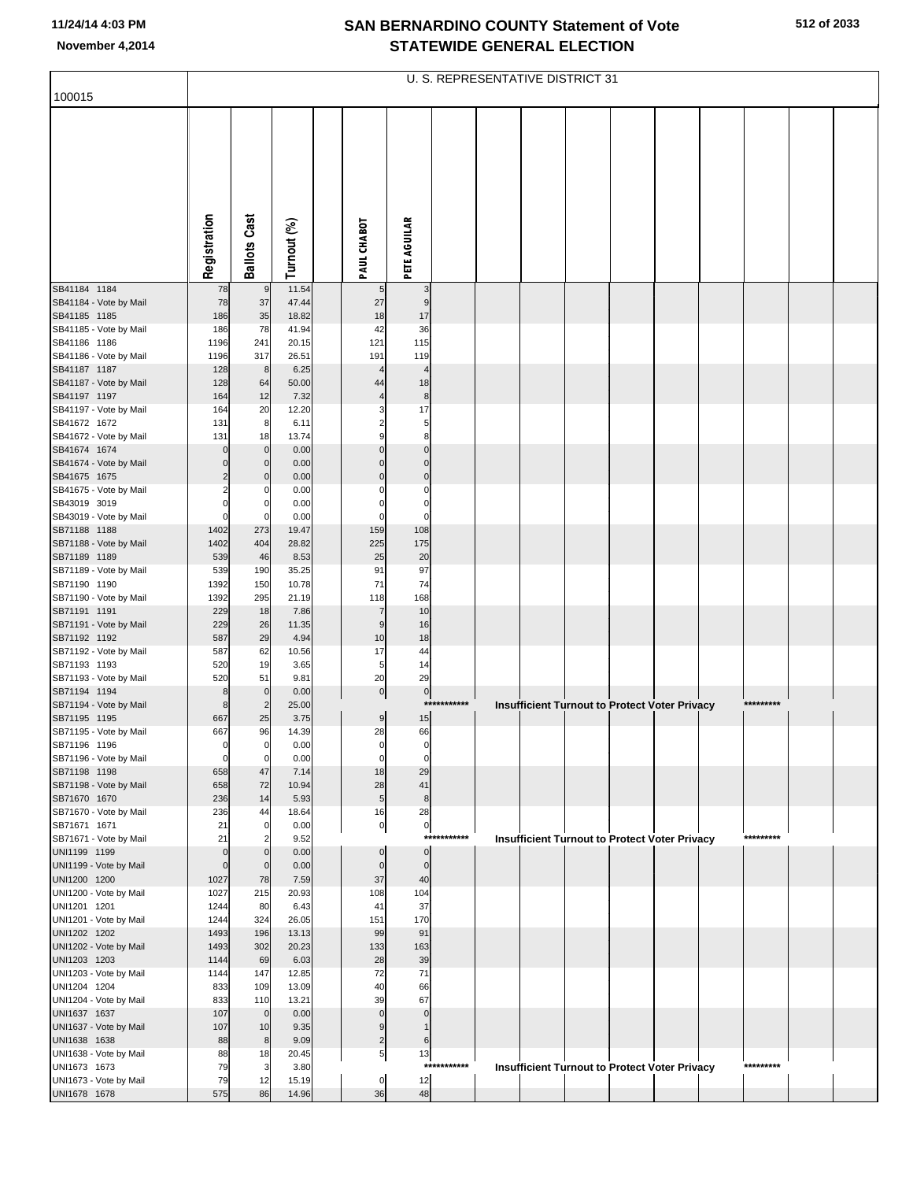# SAN BERNARDINO COUNTY Statement of Vote
# STATEWIDE GENERAL ELECTION

November 4,2014

## U. S. REPRESENTATIVE DISTRICT 31

100015

| | Registration | Ballots Cast | Turnout (%) | | PAUL CHABOT | PETE AGUILAR |
|---|---|---|---|---|---|---|
| SB41184 1184 | 78 | 9 | 11.54 | | 5 | 3 |
| SB41184 - Vote by Mail | 78 | 37 | 47.44 | | 27 | 9 |
| SB41185 1185 | 186 | 35 | 18.82 | | 18 | 17 |
| SB41185 - Vote by Mail | 186 | 78 | 41.94 | | 42 | 36 |
| SB41186 1186 | 1196 | 241 | 20.15 | | 121 | 115 |
| SB41186 - Vote by Mail | 1196 | 317 | 26.51 | | 191 | 119 |
| SB41187 1187 | 128 | 8 | 6.25 | | 4 | 4 |
| SB41187 - Vote by Mail | 128 | 64 | 50.00 | | 44 | 18 |
| SB41197 1197 | 164 | 12 | 7.32 | | 4 | 8 |
| SB41197 - Vote by Mail | 164 | 20 | 12.20 | | 3 | 17 |
| SB41672 1672 | 131 | 8 | 6.11 | | 2 | 5 |
| SB41672 - Vote by Mail | 131 | 18 | 13.74 | | 9 | 8 |
| SB41674 1674 | 0 | 0 | 0.00 | | 0 | 0 |
| SB41674 - Vote by Mail | 0 | 0 | 0.00 | | 0 | 0 |
| SB41675 1675 | 2 | 0 | 0.00 | | 0 | 0 |
| SB41675 - Vote by Mail | 2 | 0 | 0.00 | | 0 | 0 |
| SB43019 3019 | 0 | 0 | 0.00 | | 0 | 0 |
| SB43019 - Vote by Mail | 0 | 0 | 0.00 | | 0 | 0 |
| SB71188 1188 | 1402 | 273 | 19.47 | | 159 | 108 |
| SB71188 - Vote by Mail | 1402 | 404 | 28.82 | | 225 | 175 |
| SB71189 1189 | 539 | 46 | 8.53 | | 25 | 20 |
| SB71189 - Vote by Mail | 539 | 190 | 35.25 | | 91 | 97 |
| SB71190 1190 | 1392 | 150 | 10.78 | | 71 | 74 |
| SB71190 - Vote by Mail | 1392 | 295 | 21.19 | | 118 | 168 |
| SB71191 1191 | 229 | 18 | 7.86 | | 7 | 10 |
| SB71191 - Vote by Mail | 229 | 26 | 11.35 | | 9 | 16 |
| SB71192 1192 | 587 | 29 | 4.94 | | 10 | 18 |
| SB71192 - Vote by Mail | 587 | 62 | 10.56 | | 17 | 44 |
| SB71193 1193 | 520 | 19 | 3.65 | | 5 | 14 |
| SB71193 - Vote by Mail | 520 | 51 | 9.81 | | 20 | 29 |
| SB71194 1194 | 8 | 0 | 0.00 | | 0 | 0 |
| SB71194 - Vote by Mail | 8 | 2 | 25.00 | | *********** Insufficient Turnout to Protect Voter Privacy ********* | |
| SB71195 1195 | 667 | 25 | 3.75 | | 9 | 15 |
| SB71195 - Vote by Mail | 667 | 96 | 14.39 | | 28 | 66 |
| SB71196 1196 | 0 | 0 | 0.00 | | 0 | 0 |
| SB71196 - Vote by Mail | 0 | 0 | 0.00 | | 0 | 0 |
| SB71198 1198 | 658 | 47 | 7.14 | | 18 | 29 |
| SB71198 - Vote by Mail | 658 | 72 | 10.94 | | 28 | 41 |
| SB71670 1670 | 236 | 14 | 5.93 | | 5 | 8 |
| SB71670 - Vote by Mail | 236 | 44 | 18.64 | | 16 | 28 |
| SB71671 1671 | 21 | 0 | 0.00 | | 0 | 0 |
| SB71671 - Vote by Mail | 21 | 2 | 9.52 | | *********** Insufficient Turnout to Protect Voter Privacy ********* | |
| UNI1199 1199 | 0 | 0 | 0.00 | | 0 | 0 |
| UNI1199 - Vote by Mail | 0 | 0 | 0.00 | | 0 | 0 |
| UNI1200 1200 | 1027 | 78 | 7.59 | | 37 | 40 |
| UNI1200 - Vote by Mail | 1027 | 215 | 20.93 | | 108 | 104 |
| UNI1201 1201 | 1244 | 80 | 6.43 | | 41 | 37 |
| UNI1201 - Vote by Mail | 1244 | 324 | 26.05 | | 151 | 170 |
| UNI1202 1202 | 1493 | 196 | 13.13 | | 99 | 91 |
| UNI1202 - Vote by Mail | 1493 | 302 | 20.23 | | 133 | 163 |
| UNI1203 1203 | 1144 | 69 | 6.03 | | 28 | 39 |
| UNI1203 - Vote by Mail | 1144 | 147 | 12.85 | | 72 | 71 |
| UNI1204 1204 | 833 | 109 | 13.09 | | 40 | 66 |
| UNI1204 - Vote by Mail | 833 | 110 | 13.21 | | 39 | 67 |
| UNI1637 1637 | 107 | 0 | 0.00 | | 0 | 0 |
| UNI1637 - Vote by Mail | 107 | 10 | 9.35 | | 9 | 1 |
| UNI1638 1638 | 88 | 8 | 9.09 | | 2 | 6 |
| UNI1638 - Vote by Mail | 88 | 18 | 20.45 | | 5 | 13 |
| UNI1673 1673 | 79 | 3 | 3.80 | | *********** Insufficient Turnout to Protect Voter Privacy ********* | |
| UNI1673 - Vote by Mail | 79 | 12 | 15.19 | | 0 | 12 |
| UNI1678 1678 | 575 | 86 | 14.96 | | 36 | 48 |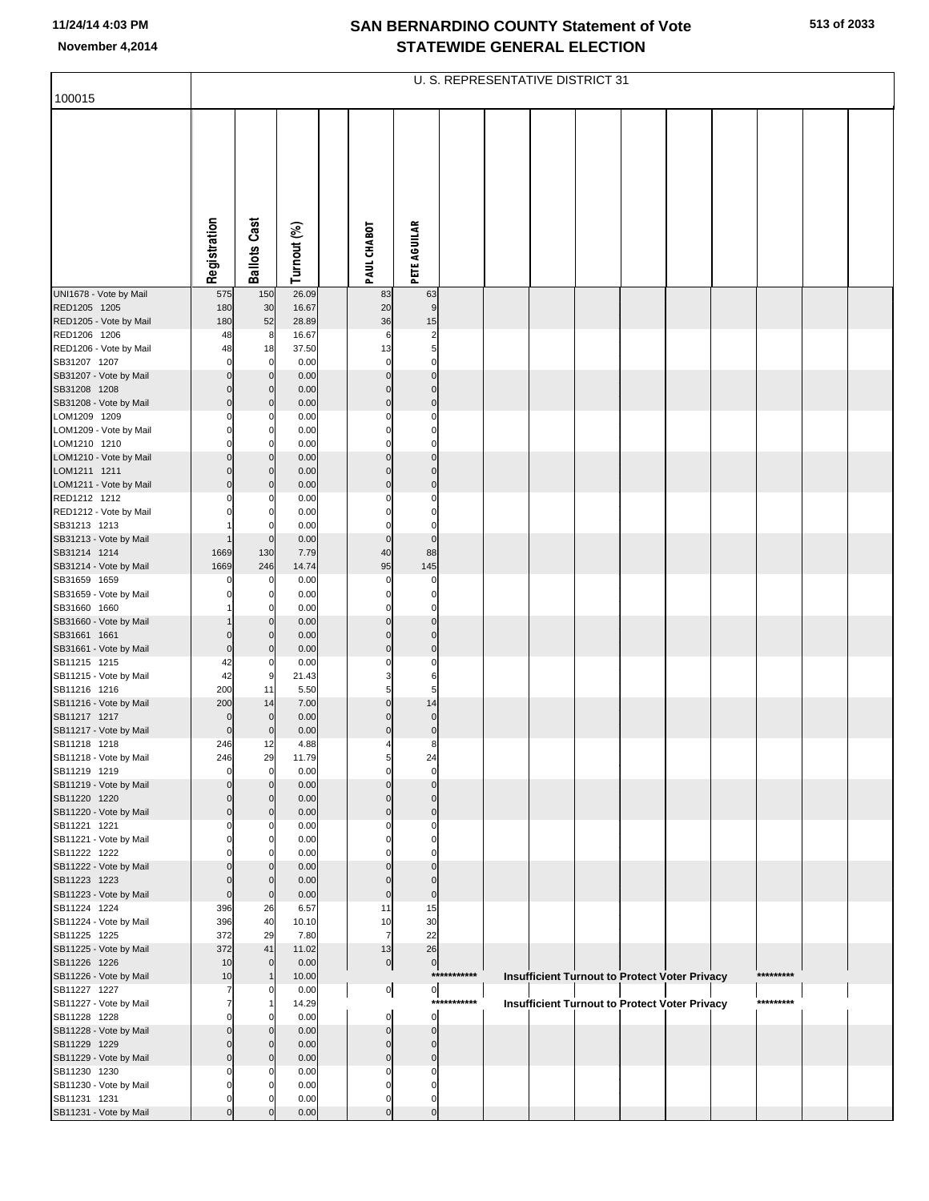# SAN BERNARDINO COUNTY Statement of Vote
## STATEWIDE GENERAL ELECTION

November 4,2014

100015

U. S. REPRESENTATIVE DISTRICT 31

| | Registration | Ballots Cast | Turnout (%) | | PAUL CHABOT | PETE AGUILAR |
|---|---|---|---|---|---|---|
| UNI1678 - Vote by Mail | 575 | 150 | 26.09 | | 83 | 63 |
| RED1205 1205 | 180 | 30 | 16.67 | | 20 | 9 |
| RED1205 - Vote by Mail | 180 | 52 | 28.89 | | 36 | 15 |
| RED1206 1206 | 48 | 8 | 16.67 | | 6 | 2 |
| RED1206 - Vote by Mail | 48 | 18 | 37.50 | | 13 | 5 |
| SB31207 1207 | 0 | 0 | 0.00 | | 0 | 0 |
| SB31207 - Vote by Mail | 0 | 0 | 0.00 | | 0 | 0 |
| SB31208 1208 | 0 | 0 | 0.00 | | 0 | 0 |
| SB31208 - Vote by Mail | 0 | 0 | 0.00 | | 0 | 0 |
| LOM1209 1209 | 0 | 0 | 0.00 | | 0 | 0 |
| LOM1209 - Vote by Mail | 0 | 0 | 0.00 | | 0 | 0 |
| LOM1210 1210 | 0 | 0 | 0.00 | | 0 | 0 |
| LOM1210 - Vote by Mail | 0 | 0 | 0.00 | | 0 | 0 |
| LOM1211 1211 | 0 | 0 | 0.00 | | 0 | 0 |
| LOM1211 - Vote by Mail | 0 | 0 | 0.00 | | 0 | 0 |
| RED1212 1212 | 0 | 0 | 0.00 | | 0 | 0 |
| RED1212 - Vote by Mail | 0 | 0 | 0.00 | | 0 | 0 |
| SB31213 1213 | 1 | 0 | 0.00 | | 0 | 0 |
| SB31213 - Vote by Mail | 1 | 0 | 0.00 | | 0 | 0 |
| SB31214 1214 | 1669 | 130 | 7.79 | | 40 | 88 |
| SB31214 - Vote by Mail | 1669 | 246 | 14.74 | | 95 | 145 |
| SB31659 1659 | 0 | 0 | 0.00 | | 0 | 0 |
| SB31659 - Vote by Mail | 0 | 0 | 0.00 | | 0 | 0 |
| SB31660 1660 | 1 | 0 | 0.00 | | 0 | 0 |
| SB31660 - Vote by Mail | 1 | 0 | 0.00 | | 0 | 0 |
| SB31661 1661 | 0 | 0 | 0.00 | | 0 | 0 |
| SB31661 - Vote by Mail | 0 | 0 | 0.00 | | 0 | 0 |
| SB11215 1215 | 42 | 0 | 0.00 | | 0 | 0 |
| SB11215 - Vote by Mail | 42 | 9 | 21.43 | | 3 | 6 |
| SB11216 1216 | 200 | 11 | 5.50 | | 5 | 5 |
| SB11216 - Vote by Mail | 200 | 14 | 7.00 | | 0 | 14 |
| SB11217 1217 | 0 | 0 | 0.00 | | 0 | 0 |
| SB11217 - Vote by Mail | 0 | 0 | 0.00 | | 0 | 0 |
| SB11218 1218 | 246 | 12 | 4.88 | | 4 | 8 |
| SB11218 - Vote by Mail | 246 | 29 | 11.79 | | 5 | 24 |
| SB11219 1219 | 0 | 0 | 0.00 | | 0 | 0 |
| SB11219 - Vote by Mail | 0 | 0 | 0.00 | | 0 | 0 |
| SB11220 1220 | 0 | 0 | 0.00 | | 0 | 0 |
| SB11220 - Vote by Mail | 0 | 0 | 0.00 | | 0 | 0 |
| SB11221 1221 | 0 | 0 | 0.00 | | 0 | 0 |
| SB11221 - Vote by Mail | 0 | 0 | 0.00 | | 0 | 0 |
| SB11222 1222 | 0 | 0 | 0.00 | | 0 | 0 |
| SB11222 - Vote by Mail | 0 | 0 | 0.00 | | 0 | 0 |
| SB11223 1223 | 0 | 0 | 0.00 | | 0 | 0 |
| SB11223 - Vote by Mail | 0 | 0 | 0.00 | | 0 | 0 |
| SB11224 1224 | 396 | 26 | 6.57 | | 11 | 15 |
| SB11224 - Vote by Mail | 396 | 40 | 10.10 | | 10 | 30 |
| SB11225 1225 | 372 | 29 | 7.80 | | 7 | 22 |
| SB11225 - Vote by Mail | 372 | 41 | 11.02 | | 13 | 26 |
| SB11226 1226 | 10 | 0 | 0.00 | | 0 | 0 |
| SB11226 - Vote by Mail | 10 | 1 | 10.00 | | | *********** Insufficient Turnout to Protect Voter Privacy ********* |
| SB11227 1227 | 7 | 0 | 0.00 | | 0 | 0 |
| SB11227 - Vote by Mail | 7 | 1 | 14.29 | | | *********** Insufficient Turnout to Protect Voter Privacy ********* |
| SB11228 1228 | 0 | 0 | 0.00 | | 0 | 0 |
| SB11228 - Vote by Mail | 0 | 0 | 0.00 | | 0 | 0 |
| SB11229 1229 | 0 | 0 | 0.00 | | 0 | 0 |
| SB11229 - Vote by Mail | 0 | 0 | 0.00 | | 0 | 0 |
| SB11230 1230 | 0 | 0 | 0.00 | | 0 | 0 |
| SB11230 - Vote by Mail | 0 | 0 | 0.00 | | 0 | 0 |
| SB11231 1231 | 0 | 0 | 0.00 | | 0 | 0 |
| SB11231 - Vote by Mail | 0 | 0 | 0.00 | | 0 | 0 |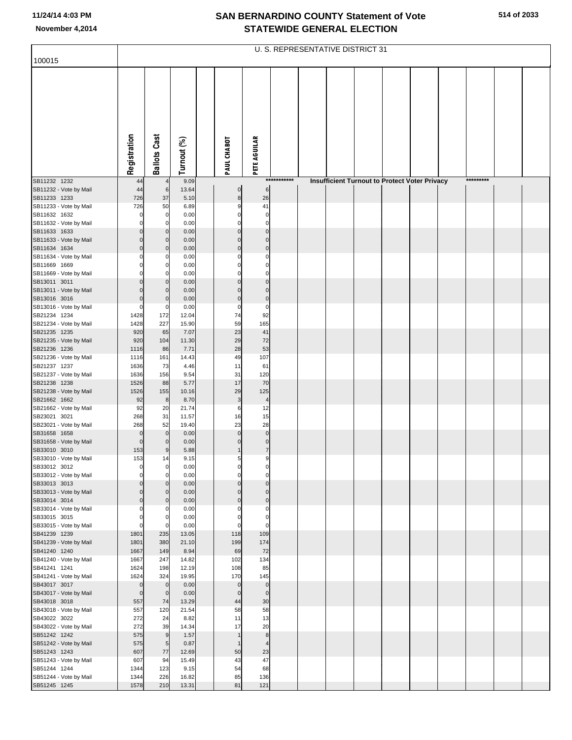# SAN BERNARDINO COUNTY Statement of Vote
# STATEWIDE GENERAL ELECTION

November 4,2014

## U. S. REPRESENTATIVE DISTRICT 31

100015

| | Registration | Ballots Cast | Turnout (%) | | PAUL CHABOT | PETE AGUILAR | | | | | | | | | | |
|---|---|---|---|---|---|---|---|---|---|---|---|---|---|---|---|---|
| SB11232 1232 | 44 | 4 | 9.09 | | | | *********** | | Insufficient Turnout to Protect Voter Privacy | | | | | ********* | | |
| SB11232 - Vote by Mail | 44 | 6 | 13.64 | | 0 | 6 | | | | | | | | | | |
| SB11233 1233 | 726 | 37 | 5.10 | | 8 | 26 | | | | | | | | | | |
| SB11233 - Vote by Mail | 726 | 50 | 6.89 | | 9 | 41 | | | | | | | | | | |
| SB11632 1632 | 0 | 0 | 0.00 | | 0 | 0 | | | | | | | | | | |
| SB11632 - Vote by Mail | 0 | 0 | 0.00 | | 0 | 0 | | | | | | | | | | |
| SB11633 1633 | 0 | 0 | 0.00 | | 0 | 0 | | | | | | | | | | |
| SB11633 - Vote by Mail | 0 | 0 | 0.00 | | 0 | 0 | | | | | | | | | | |
| SB11634 1634 | 0 | 0 | 0.00 | | 0 | 0 | | | | | | | | | | |
| SB11634 - Vote by Mail | 0 | 0 | 0.00 | | 0 | 0 | | | | | | | | | | |
| SB11669 1669 | 0 | 0 | 0.00 | | 0 | 0 | | | | | | | | | | |
| SB11669 - Vote by Mail | 0 | 0 | 0.00 | | 0 | 0 | | | | | | | | | | |
| SB13011 3011 | 0 | 0 | 0.00 | | 0 | 0 | | | | | | | | | | |
| SB13011 - Vote by Mail | 0 | 0 | 0.00 | | 0 | 0 | | | | | | | | | | |
| SB13016 3016 | 0 | 0 | 0.00 | | 0 | 0 | | | | | | | | | | |
| SB13016 - Vote by Mail | 0 | 0 | 0.00 | | 0 | 0 | | | | | | | | | | |
| SB21234 1234 | 1428 | 172 | 12.04 | | 74 | 92 | | | | | | | | | | |
| SB21234 - Vote by Mail | 1428 | 227 | 15.90 | | 59 | 165 | | | | | | | | | | |
| SB21235 1235 | 920 | 65 | 7.07 | | 23 | 41 | | | | | | | | | | |
| SB21235 - Vote by Mail | 920 | 104 | 11.30 | | 29 | 72 | | | | | | | | | | |
| SB21236 1236 | 1116 | 86 | 7.71 | | 28 | 53 | | | | | | | | | | |
| SB21236 - Vote by Mail | 1116 | 161 | 14.43 | | 49 | 107 | | | | | | | | | | |
| SB21237 1237 | 1636 | 73 | 4.46 | | 11 | 61 | | | | | | | | | | |
| SB21237 - Vote by Mail | 1636 | 156 | 9.54 | | 31 | 120 | | | | | | | | | | |
| SB21238 1238 | 1526 | 88 | 5.77 | | 17 | 70 | | | | | | | | | | |
| SB21238 - Vote by Mail | 1526 | 155 | 10.16 | | 29 | 125 | | | | | | | | | | |
| SB21662 1662 | 92 | 8 | 8.70 | | 3 | 4 | | | | | | | | | | |
| SB21662 - Vote by Mail | 92 | 20 | 21.74 | | 6 | 12 | | | | | | | | | | |
| SB23021 3021 | 268 | 31 | 11.57 | | 16 | 15 | | | | | | | | | | |
| SB23021 - Vote by Mail | 268 | 52 | 19.40 | | 23 | 28 | | | | | | | | | | |
| SB31658 1658 | 0 | 0 | 0.00 | | 0 | 0 | | | | | | | | | | |
| SB31658 - Vote by Mail | 0 | 0 | 0.00 | | 0 | 0 | | | | | | | | | | |
| SB33010 3010 | 153 | 9 | 5.88 | | 1 | 7 | | | | | | | | | | |
| SB33010 - Vote by Mail | 153 | 14 | 9.15 | | 5 | 9 | | | | | | | | | | |
| SB33012 3012 | 0 | 0 | 0.00 | | 0 | 0 | | | | | | | | | | |
| SB33012 - Vote by Mail | 0 | 0 | 0.00 | | 0 | 0 | | | | | | | | | | |
| SB33013 3013 | 0 | 0 | 0.00 | | 0 | 0 | | | | | | | | | | |
| SB33013 - Vote by Mail | 0 | 0 | 0.00 | | 0 | 0 | | | | | | | | | | |
| SB33014 3014 | 0 | 0 | 0.00 | | 0 | 0 | | | | | | | | | | |
| SB33014 - Vote by Mail | 0 | 0 | 0.00 | | 0 | 0 | | | | | | | | | | |
| SB33015 3015 | 0 | 0 | 0.00 | | 0 | 0 | | | | | | | | | | |
| SB33015 - Vote by Mail | 0 | 0 | 0.00 | | 0 | 0 | | | | | | | | | | |
| SB41239 1239 | 1801 | 235 | 13.05 | | 118 | 109 | | | | | | | | | | |
| SB41239 - Vote by Mail | 1801 | 380 | 21.10 | | 199 | 174 | | | | | | | | | | |
| SB41240 1240 | 1667 | 149 | 8.94 | | 69 | 72 | | | | | | | | | | |
| SB41240 - Vote by Mail | 1667 | 247 | 14.82 | | 102 | 134 | | | | | | | | | | |
| SB41241 1241 | 1624 | 198 | 12.19 | | 108 | 85 | | | | | | | | | | |
| SB41241 - Vote by Mail | 1624 | 324 | 19.95 | | 170 | 145 | | | | | | | | | | |
| SB43017 3017 | 0 | 0 | 0.00 | | 0 | 0 | | | | | | | | | | |
| SB43017 - Vote by Mail | 0 | 0 | 0.00 | | 0 | 0 | | | | | | | | | | |
| SB43018 3018 | 557 | 74 | 13.29 | | 44 | 30 | | | | | | | | | | |
| SB43018 - Vote by Mail | 557 | 120 | 21.54 | | 58 | 58 | | | | | | | | | | |
| SB43022 3022 | 272 | 24 | 8.82 | | 11 | 13 | | | | | | | | | | |
| SB43022 - Vote by Mail | 272 | 39 | 14.34 | | 17 | 20 | | | | | | | | | | |
| SB51242 1242 | 575 | 9 | 1.57 | | 1 | 8 | | | | | | | | | | |
| SB51242 - Vote by Mail | 575 | 5 | 0.87 | | 1 | 4 | | | | | | | | | | |
| SB51243 1243 | 607 | 77 | 12.69 | | 50 | 23 | | | | | | | | | | |
| SB51243 - Vote by Mail | 607 | 94 | 15.49 | | 43 | 47 | | | | | | | | | | |
| SB51244 1244 | 1344 | 123 | 9.15 | | 54 | 68 | | | | | | | | | | |
| SB51244 - Vote by Mail | 1344 | 226 | 16.82 | | 85 | 136 | | | | | | | | | | |
| SB51245 1245 | 1578 | 210 | 13.31 | | 81 | 121 | | | | | | | | | | |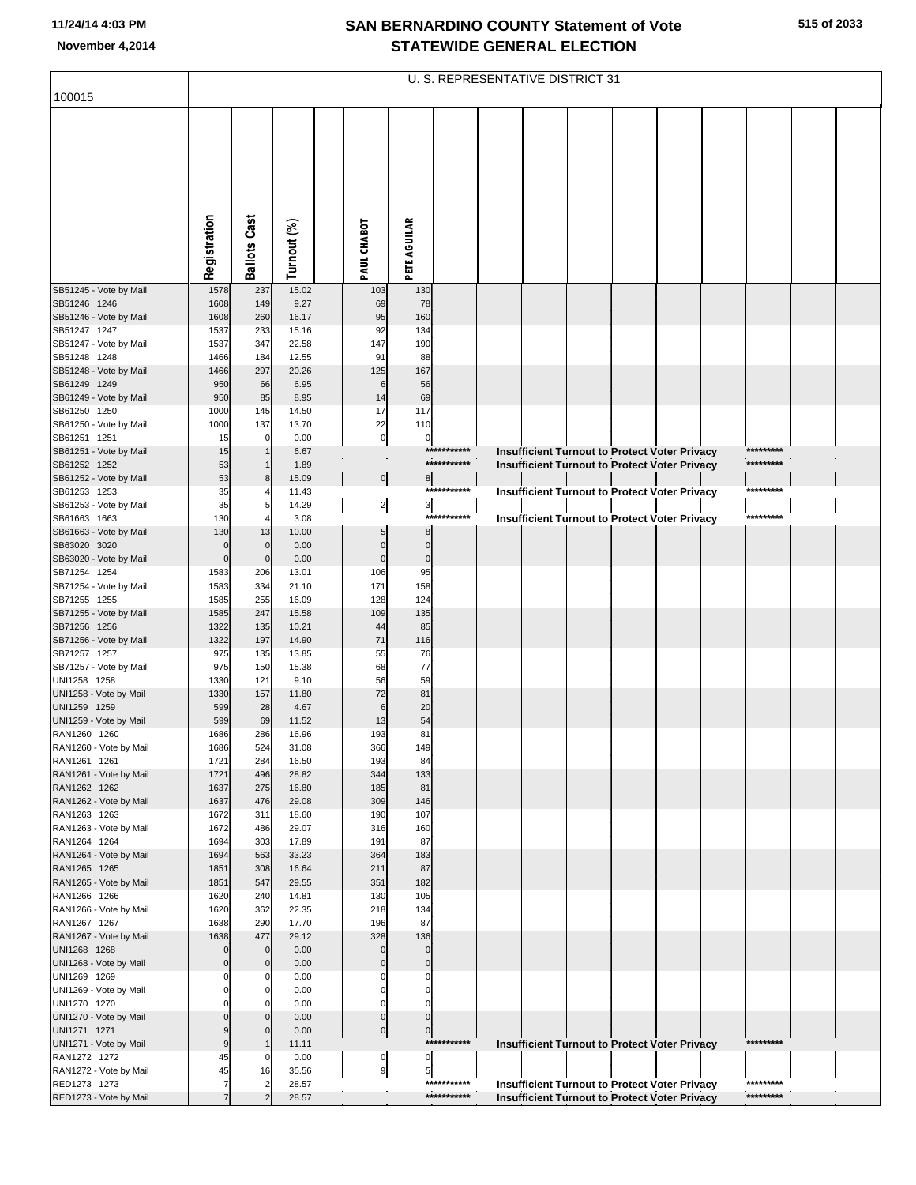# SAN BERNARDINO COUNTY Statement of Vote
## STATEWIDE GENERAL ELECTION

November 4,2014

100015

U. S. REPRESENTATIVE DISTRICT 31

| | Registration | Ballots Cast | Turnout (%) | PAUL CHABOT | PETE AGUILAR | |
|---|---|---|---|---|---|---|
| SB51245 - Vote by Mail | 1578 | 237 | 15.02 | 103 | 130 | |
| SB51246 1246 | 1608 | 149 | 9.27 | 69 | 78 | |
| SB51246 - Vote by Mail | 1608 | 260 | 16.17 | 95 | 160 | |
| SB51247 1247 | 1537 | 233 | 15.16 | 92 | 134 | |
| SB51247 - Vote by Mail | 1537 | 347 | 22.58 | 147 | 190 | |
| SB51248 1248 | 1466 | 184 | 12.55 | 91 | 88 | |
| SB51248 - Vote by Mail | 1466 | 297 | 20.26 | 125 | 167 | |
| SB61249 1249 | 950 | 66 | 6.95 | 6 | 56 | |
| SB61249 - Vote by Mail | 950 | 85 | 8.95 | 14 | 69 | |
| SB61250 1250 | 1000 | 145 | 14.50 | 17 | 117 | |
| SB61250 - Vote by Mail | 1000 | 137 | 13.70 | 22 | 110 | |
| SB61251 1251 | 15 | 0 | 0.00 | 0 | 0 | |
| SB61251 - Vote by Mail | 15 | 1 | 6.67 | | *********** | Insufficient Turnout to Protect Voter Privacy ********* |
| SB61252 1252 | 53 | 1 | 1.89 | | *********** | Insufficient Turnout to Protect Voter Privacy ********* |
| SB61252 - Vote by Mail | 53 | 8 | 15.09 | 0 | 8 | |
| SB61253 1253 | 35 | 4 | 11.43 | | *********** | Insufficient Turnout to Protect Voter Privacy ********* |
| SB61253 - Vote by Mail | 35 | 5 | 14.29 | 2 | 3 | |
| SB61663 1663 | 130 | 4 | 3.08 | | *********** | Insufficient Turnout to Protect Voter Privacy ********* |
| SB61663 - Vote by Mail | 130 | 13 | 10.00 | 5 | 8 | |
| SB63020 3020 | 0 | 0 | 0.00 | 0 | 0 | |
| SB63020 - Vote by Mail | 0 | 0 | 0.00 | 0 | 0 | |
| SB71254 1254 | 1583 | 206 | 13.01 | 106 | 95 | |
| SB71254 - Vote by Mail | 1583 | 334 | 21.10 | 171 | 158 | |
| SB71255 1255 | 1585 | 255 | 16.09 | 128 | 124 | |
| SB71255 - Vote by Mail | 1585 | 247 | 15.58 | 109 | 135 | |
| SB71256 1256 | 1322 | 135 | 10.21 | 44 | 85 | |
| SB71256 - Vote by Mail | 1322 | 197 | 14.90 | 71 | 116 | |
| SB71257 1257 | 975 | 135 | 13.85 | 55 | 76 | |
| SB71257 - Vote by Mail | 975 | 150 | 15.38 | 68 | 77 | |
| UNI1258 1258 | 1330 | 121 | 9.10 | 56 | 59 | |
| UNI1258 - Vote by Mail | 1330 | 157 | 11.80 | 72 | 81 | |
| UNI1259 1259 | 599 | 28 | 4.67 | 6 | 20 | |
| UNI1259 - Vote by Mail | 599 | 69 | 11.52 | 13 | 54 | |
| RAN1260 1260 | 1686 | 286 | 16.96 | 193 | 81 | |
| RAN1260 - Vote by Mail | 1686 | 524 | 31.08 | 366 | 149 | |
| RAN1261 1261 | 1721 | 284 | 16.50 | 193 | 84 | |
| RAN1261 - Vote by Mail | 1721 | 496 | 28.82 | 344 | 133 | |
| RAN1262 1262 | 1637 | 275 | 16.80 | 185 | 81 | |
| RAN1262 - Vote by Mail | 1637 | 476 | 29.08 | 309 | 146 | |
| RAN1263 1263 | 1672 | 311 | 18.60 | 190 | 107 | |
| RAN1263 - Vote by Mail | 1672 | 486 | 29.07 | 316 | 160 | |
| RAN1264 1264 | 1694 | 303 | 17.89 | 191 | 87 | |
| RAN1264 - Vote by Mail | 1694 | 563 | 33.23 | 364 | 183 | |
| RAN1265 1265 | 1851 | 308 | 16.64 | 211 | 87 | |
| RAN1265 - Vote by Mail | 1851 | 547 | 29.55 | 351 | 182 | |
| RAN1266 1266 | 1620 | 240 | 14.81 | 130 | 105 | |
| RAN1266 - Vote by Mail | 1620 | 362 | 22.35 | 218 | 134 | |
| RAN1267 1267 | 1638 | 290 | 17.70 | 196 | 87 | |
| RAN1267 - Vote by Mail | 1638 | 477 | 29.12 | 328 | 136 | |
| UNI1268 1268 | 0 | 0 | 0.00 | 0 | 0 | |
| UNI1268 - Vote by Mail | 0 | 0 | 0.00 | 0 | 0 | |
| UNI1269 1269 | 0 | 0 | 0.00 | 0 | 0 | |
| UNI1269 - Vote by Mail | 0 | 0 | 0.00 | 0 | 0 | |
| UNI1270 1270 | 0 | 0 | 0.00 | 0 | 0 | |
| UNI1270 - Vote by Mail | 0 | 0 | 0.00 | 0 | 0 | |
| UNI1271 1271 | 9 | 0 | 0.00 | 0 | 0 | |
| UNI1271 - Vote by Mail | 9 | 1 | 11.11 | | *********** | Insufficient Turnout to Protect Voter Privacy ********* |
| RAN1272 1272 | 45 | 0 | 0.00 | 0 | 0 | |
| RAN1272 - Vote by Mail | 45 | 16 | 35.56 | 9 | 5 | |
| RED1273 1273 | 7 | 2 | 28.57 | | *********** | Insufficient Turnout to Protect Voter Privacy ********* |
| RED1273 - Vote by Mail | 7 | 2 | 28.57 | | *********** | Insufficient Turnout to Protect Voter Privacy ********* |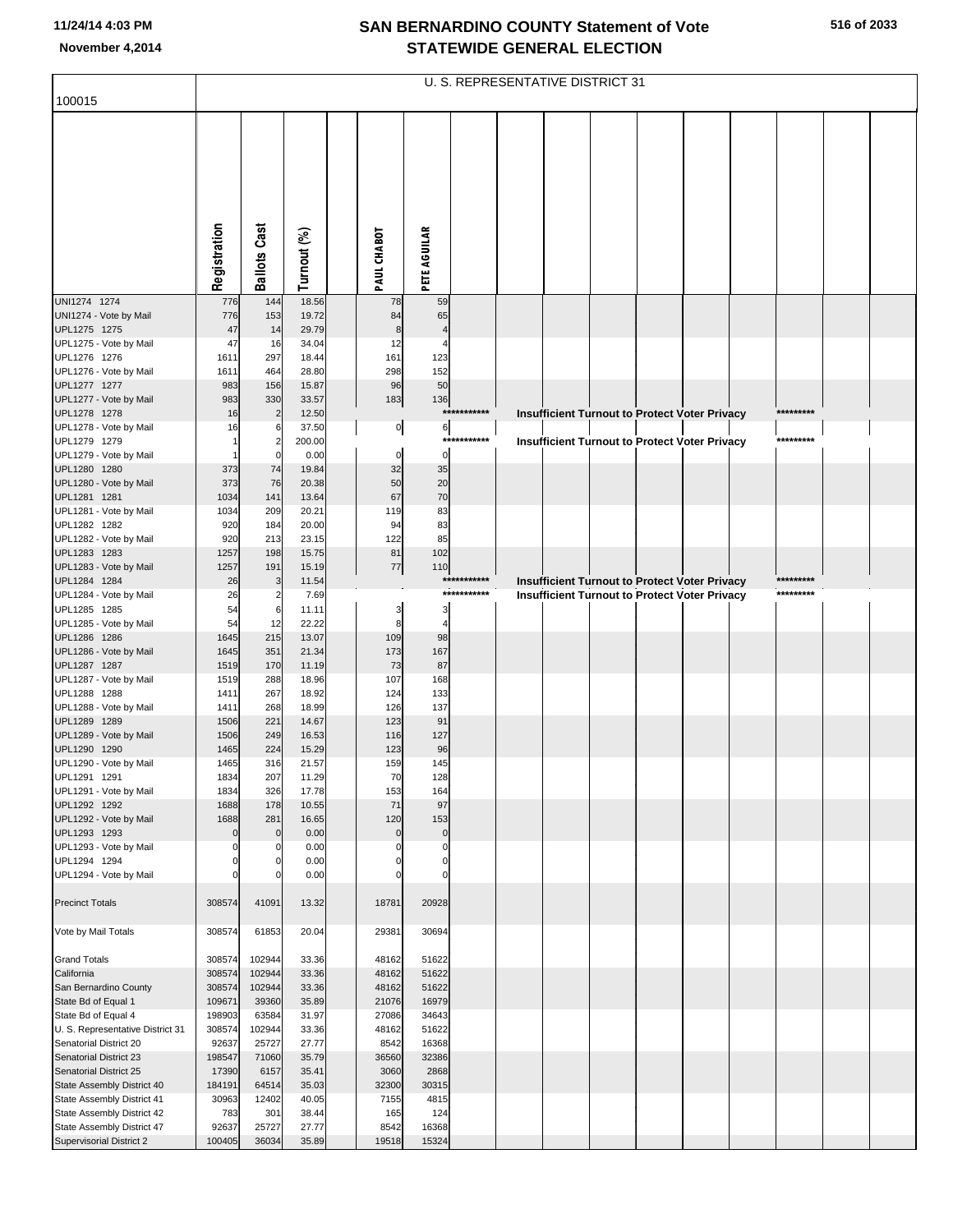# SAN BERNARDINO COUNTY Statement of Vote
## STATEWIDE GENERAL ELECTION

November 4,2014

100015

U. S. REPRESENTATIVE DISTRICT 31

| | Registration | Ballots Cast | Turnout (%) | PAUL CHABOT | PETE AGUILAR |
|---|---|---|---|---|---|
| UNI1274 1274 | 776 | 144 | 18.56 | 78 | 59 |
| UNI1274 - Vote by Mail | 776 | 153 | 19.72 | 84 | 65 |
| UPL1275 1275 | 47 | 14 | 29.79 | 8 | 4 |
| UPL1275 - Vote by Mail | 47 | 16 | 34.04 | 12 | 4 |
| UPL1276 1276 | 1611 | 297 | 18.44 | 161 | 123 |
| UPL1276 - Vote by Mail | 1611 | 464 | 28.80 | 298 | 152 |
| UPL1277 1277 | 983 | 156 | 15.87 | 96 | 50 |
| UPL1277 - Vote by Mail | 983 | 330 | 33.57 | 183 | 136 |
| UPL1278 1278 | 16 | 2 | 12.50 | *********** Insufficient Turnout to Protect Voter Privacy ********* | |
| UPL1278 - Vote by Mail | 16 | 6 | 37.50 | 0 | 6 |
| UPL1279 1279 | 1 | 2 | 200.00 | *********** Insufficient Turnout to Protect Voter Privacy ********* | |
| UPL1279 - Vote by Mail | 1 | 0 | 0.00 | 0 | 0 |
| UPL1280 1280 | 373 | 74 | 19.84 | 32 | 35 |
| UPL1280 - Vote by Mail | 373 | 76 | 20.38 | 50 | 20 |
| UPL1281 1281 | 1034 | 141 | 13.64 | 67 | 70 |
| UPL1281 - Vote by Mail | 1034 | 209 | 20.21 | 119 | 83 |
| UPL1282 1282 | 920 | 184 | 20.00 | 94 | 83 |
| UPL1282 - Vote by Mail | 920 | 213 | 23.15 | 122 | 85 |
| UPL1283 1283 | 1257 | 198 | 15.75 | 81 | 102 |
| UPL1283 - Vote by Mail | 1257 | 191 | 15.19 | 77 | 110 |
| UPL1284 1284 | 26 | 3 | 11.54 | *********** Insufficient Turnout to Protect Voter Privacy ********* | |
| UPL1284 - Vote by Mail | 26 | 2 | 7.69 | *********** Insufficient Turnout to Protect Voter Privacy ********* | |
| UPL1285 1285 | 54 | 6 | 11.11 | 3 | 3 |
| UPL1285 - Vote by Mail | 54 | 12 | 22.22 | 8 | 4 |
| UPL1286 1286 | 1645 | 215 | 13.07 | 109 | 98 |
| UPL1286 - Vote by Mail | 1645 | 351 | 21.34 | 173 | 167 |
| UPL1287 1287 | 1519 | 170 | 11.19 | 73 | 87 |
| UPL1287 - Vote by Mail | 1519 | 288 | 18.96 | 107 | 168 |
| UPL1288 1288 | 1411 | 267 | 18.92 | 124 | 133 |
| UPL1288 - Vote by Mail | 1411 | 268 | 18.99 | 126 | 137 |
| UPL1289 1289 | 1506 | 221 | 14.67 | 123 | 91 |
| UPL1289 - Vote by Mail | 1506 | 249 | 16.53 | 116 | 127 |
| UPL1290 1290 | 1465 | 224 | 15.29 | 123 | 96 |
| UPL1290 - Vote by Mail | 1465 | 316 | 21.57 | 159 | 145 |
| UPL1291 1291 | 1834 | 207 | 11.29 | 70 | 128 |
| UPL1291 - Vote by Mail | 1834 | 326 | 17.78 | 153 | 164 |
| UPL1292 1292 | 1688 | 178 | 10.55 | 71 | 97 |
| UPL1292 - Vote by Mail | 1688 | 281 | 16.65 | 120 | 153 |
| UPL1293 1293 | 0 | 0 | 0.00 | 0 | 0 |
| UPL1293 - Vote by Mail | 0 | 0 | 0.00 | 0 | 0 |
| UPL1294 1294 | 0 | 0 | 0.00 | 0 | 0 |
| UPL1294 - Vote by Mail | 0 | 0 | 0.00 | 0 | 0 |
| Precinct Totals | 308574 | 41091 | 13.32 | 18781 | 20928 |
| Vote by Mail Totals | 308574 | 61853 | 20.04 | 29381 | 30694 |
| Grand Totals | 308574 | 102944 | 33.36 | 48162 | 51622 |
| California | 308574 | 102944 | 33.36 | 48162 | 51622 |
| San Bernardino County | 308574 | 102944 | 33.36 | 48162 | 51622 |
| State Bd of Equal 1 | 109671 | 39360 | 35.89 | 21076 | 16979 |
| State Bd of Equal 4 | 198903 | 63584 | 31.97 | 27086 | 34643 |
| U. S. Representative District 31 | 308574 | 102944 | 33.36 | 48162 | 51622 |
| Senatorial District 20 | 92637 | 25727 | 27.77 | 8542 | 16368 |
| Senatorial District 23 | 198547 | 71060 | 35.79 | 36560 | 32386 |
| Senatorial District 25 | 17390 | 6157 | 35.41 | 3060 | 2868 |
| State Assembly District 40 | 184191 | 64514 | 35.03 | 32300 | 30315 |
| State Assembly District 41 | 30963 | 12402 | 40.05 | 7155 | 4815 |
| State Assembly District 42 | 783 | 301 | 38.44 | 165 | 124 |
| State Assembly District 47 | 92637 | 25727 | 27.77 | 8542 | 16368 |
| Supervisorial District 2 | 100405 | 36034 | 35.89 | 19518 | 15324 |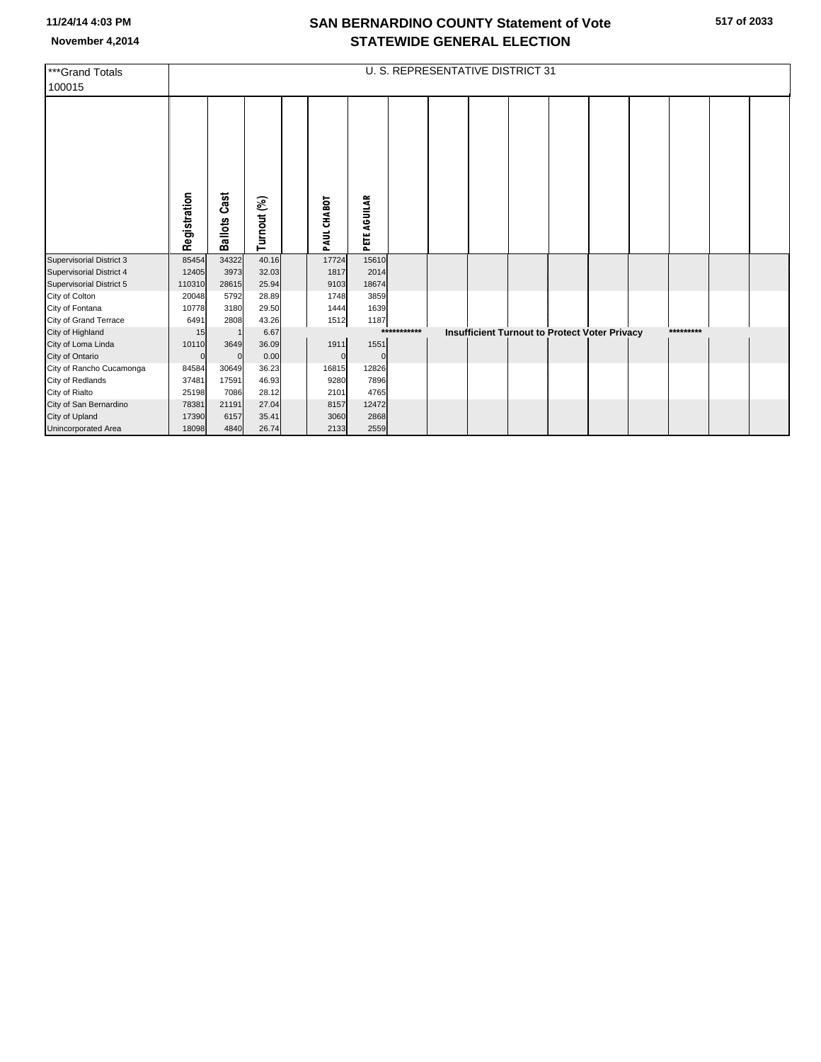# SAN BERNARDINO COUNTY Statement of Vote
## STATEWIDE GENERAL ELECTION

11/24/14 4:03 PM
November 4,2014

***Grand Totals
100015

U. S. REPRESENTATIVE DISTRICT 31

| | Registration | Ballots Cast | Turnout (%) | | PAUL CHABOT | PETE AGUILAR |
|---|---|---|---|---|---|---|
| Supervisorial District 3 | 85454 | 34322 | 40.16 | | 17724 | 15610 |
| Supervisorial District 4 | 12405 | 3973 | 32.03 | | 1817 | 2014 |
| Supervisorial District 5 | 110310 | 28615 | 25.94 | | 9103 | 18674 |
| City of Colton | 20048 | 5792 | 28.89 | | 1748 | 3859 |
| City of Fontana | 10778 | 3180 | 29.50 | | 1444 | 1639 |
| City of Grand Terrace | 6491 | 2808 | 43.26 | | 1512 | 1187 |
| City of Highland | 15 | 1 | 6.67 | | *********** Insufficient Turnout to Protect Voter Privacy ********* | |
| City of Loma Linda | 10110 | 3649 | 36.09 | | 1911 | 1551 |
| City of Ontario | 0 | 0 | 0.00 | | 0 | 0 |
| City of Rancho Cucamonga | 84584 | 30649 | 36.23 | | 16815 | 12826 |
| City of Redlands | 37481 | 17591 | 46.93 | | 9280 | 7896 |
| City of Rialto | 25198 | 7086 | 28.12 | | 2101 | 4765 |
| City of San Bernardino | 78381 | 21191 | 27.04 | | 8157 | 12472 |
| City of Upland | 17390 | 6157 | 35.41 | | 3060 | 2868 |
| Unincorporated Area | 18098 | 4840 | 26.74 | | 2133 | 2559 |